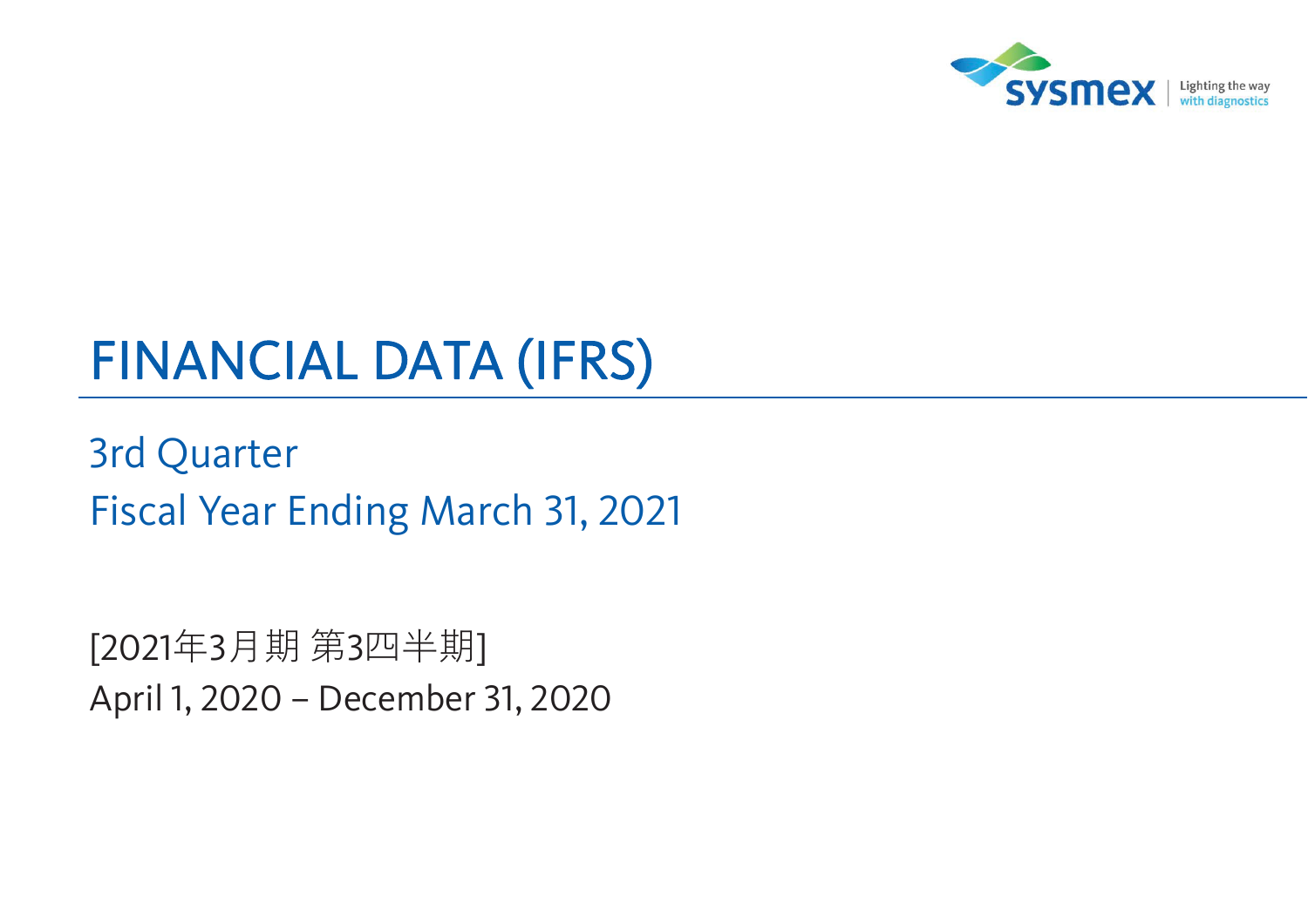sysmex Lighting the way with diagnostics

# FINANCIAL DATA (IFRS)

3rd Quarter

Fiscal Year Ending March 31, 2021

[2021年3月期 第3四半期]

April 1, 2020 – December 31, 2020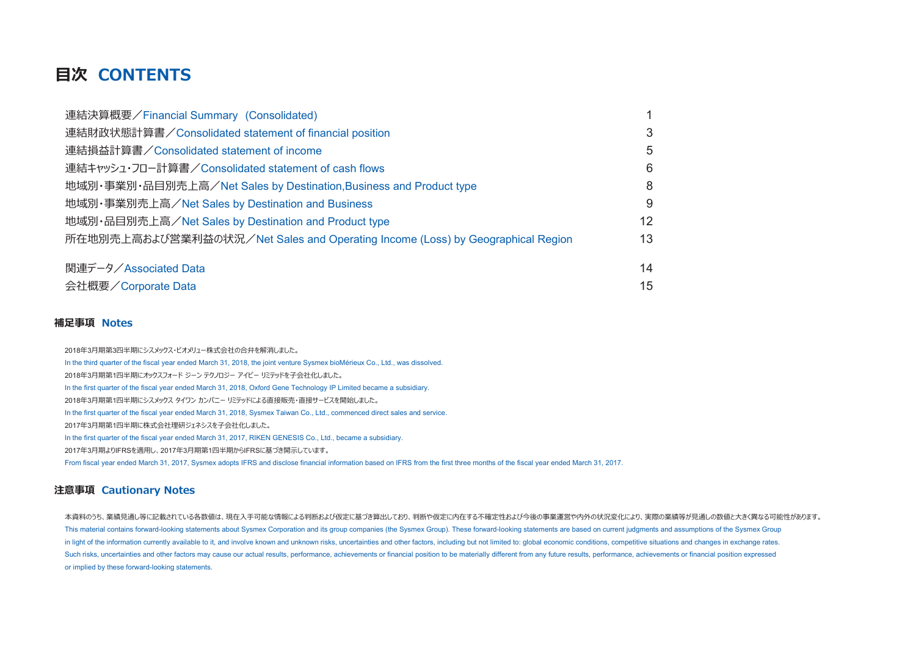# 目次 CONTENTS

| | |
|---|---|
| 連結決算概要／Financial Summary (Consolidated) | 1 |
| 連結財政状態計算書／Consolidated statement of financial position | 3 |
| 連結損益計算書／Consolidated statement of income | 5 |
| 連結キャッシュ・フロー計算書／Consolidated statement of cash flows | 6 |
| 地域別・事業別・品目別売上高／Net Sales by Destination,Business and Product type | 8 |
| 地域別・事業別売上高／Net Sales by Destination and Business | 9 |
| 地域別・品目別売上高／Net Sales by Destination and Product type | 12 |
| 所在地別売上高および営業利益の状況／Net Sales and Operating Income (Loss) by Geographical Region | 13 |
| 関連データ／Associated Data | 14 |
| 会社概要／Corporate Data | 15 |

## 補足事項 Notes

2018年3月期第3四半期にシスメックス・ビオメリュー株式会社の合弁を解消しました。

In the third quarter of the fiscal year ended March 31, 2018, the joint venture Sysmex bioMérieux Co., Ltd., was dissolved.

2018年3月期第1四半期にオックスフォード ジーン テクノロジー アイピー リミテッドを子会社化しました。

In the first quarter of the fiscal year ended March 31, 2018, Oxford Gene Technology IP Limited became a subsidiary.

2018年3月期第1四半期にシスメックス タイワン カンパニー リミテッドによる直接販売・直接サービスを開始しました。

In the first quarter of the fiscal year ended March 31, 2018, Sysmex Taiwan Co., Ltd., commenced direct sales and service.

2017年3月期第1四半期に株式会社理研ジェネシスを子会社化しました。

In the first quarter of the fiscal year ended March 31, 2017, RIKEN GENESIS Co., Ltd., became a subsidiary.

2017年3月期よりIFRSを適用し、2017年3月期第1四半期からIFRSに基づき開示しています。

From fiscal year ended March 31, 2017, Sysmex adopts IFRS and disclose financial information based on IFRS from the first three months of the fiscal year ended March 31, 2017.

## 注意事項 Cautionary Notes

本資料のうち、業績見通し等に記載されている各数値は、現在入手可能な情報による判断および仮定に基づき算出しており、判断や仮定に内在する不確定性および今後の事業運営や内外の状況変化により、実際の業績等が見通しの数値と大きく異なる可能性があります。

This material contains forward-looking statements about Sysmex Corporation and its group companies (the Sysmex Group). These forward-looking statements are based on current judgments and assumptions of the Sysmex Group in light of the information currently available to it, and involve known and unknown risks, uncertainties and other factors, including but not limited to: global economic conditions, competitive situations and changes in exchange rates. Such risks, uncertainties and other factors may cause our actual results, performance, achievements or financial position to be materially different from any future results, performance, achievements or financial position expressed or implied by these forward-looking statements.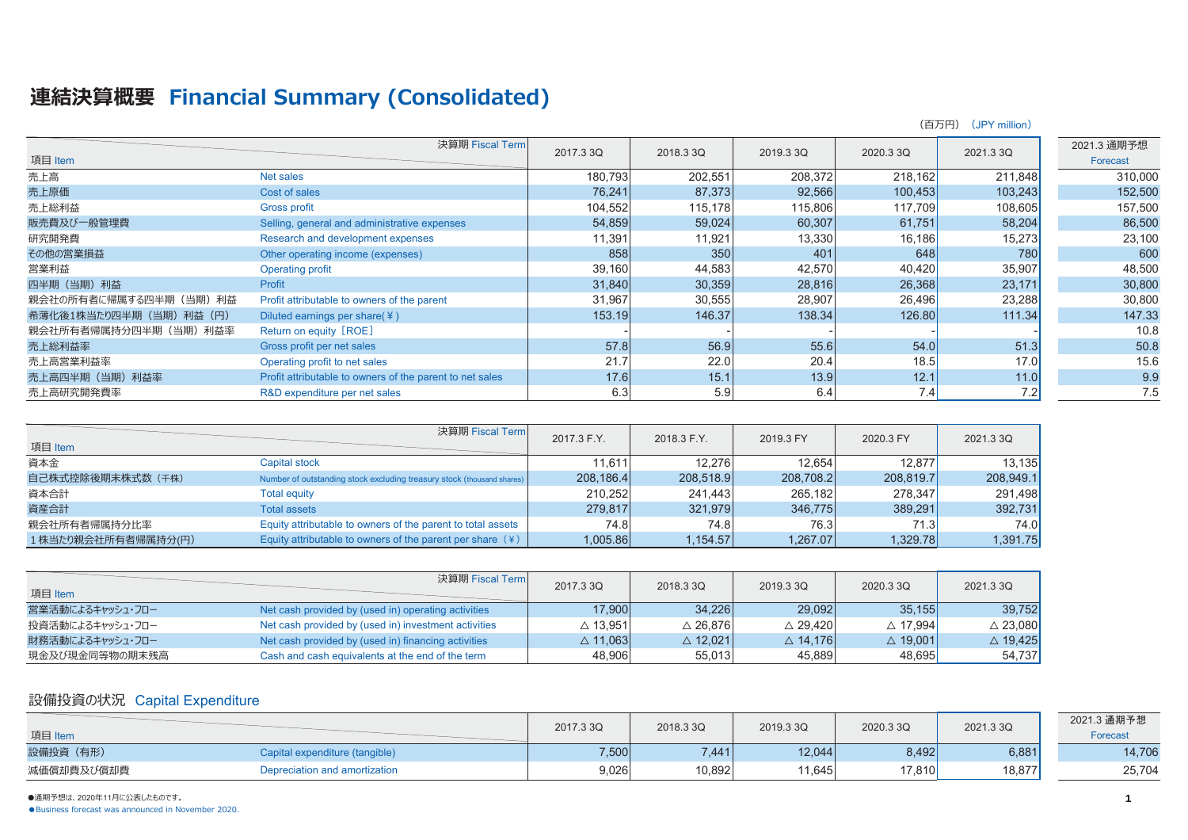# 連結決算概要 Financial Summary (Consolidated)

（百万円） (JPY million)

| 項目 Item | 決算期 Fiscal Term | 2017.3 3Q | 2018.3 3Q | 2019.3 3Q | 2020.3 3Q | 2021.3 3Q | 2021.3 通期予想 Forecast |
|---|---|---|---|---|---|---|---|
| 売上高 | Net sales | 180,793 | 202,551 | 208,372 | 218,162 | 211,848 | 310,000 |
| 売上原価 | Cost of sales | 76,241 | 87,373 | 92,566 | 100,453 | 103,243 | 152,500 |
| 売上総利益 | Gross profit | 104,552 | 115,178 | 115,806 | 117,709 | 108,605 | 157,500 |
| 販売費及び一般管理費 | Selling, general and administrative expenses | 54,859 | 59,024 | 60,307 | 61,751 | 58,204 | 86,500 |
| 研究開発費 | Research and development expenses | 11,391 | 11,921 | 13,330 | 16,186 | 15,273 | 23,100 |
| その他の営業損益 | Other operating income (expenses) | 858 | 350 | 401 | 648 | 780 | 600 |
| 営業利益 | Operating profit | 39,160 | 44,583 | 42,570 | 40,420 | 35,907 | 48,500 |
| 四半期（当期）利益 | Profit | 31,840 | 30,359 | 28,816 | 26,368 | 23,171 | 30,800 |
| 親会社の所有者に帰属する四半期（当期）利益 | Profit attributable to owners of the parent | 31,967 | 30,555 | 28,907 | 26,496 | 23,288 | 30,800 |
| 希薄化後1株当たり四半期（当期）利益（円） | Diluted earnings per share(￥) | 153.19 | 146.37 | 138.34 | 126.80 | 111.34 | 147.33 |
| 親会社所有者帰属持分四半期（当期）利益率 | Return on equity［ROE］ | - | - | - | - | - | 10.8 |
| 売上総利益率 | Gross profit per net sales | 57.8 | 56.9 | 55.6 | 54.0 | 51.3 | 50.8 |
| 売上高営業利益率 | Operating profit to net sales | 21.7 | 22.0 | 20.4 | 18.5 | 17.0 | 15.6 |
| 売上高四半期（当期）利益率 | Profit attributable to owners of the parent to net sales | 17.6 | 15.1 | 13.9 | 12.1 | 11.0 | 9.9 |
| 売上高研究開発費率 | R&D expenditure per net sales | 6.3 | 5.9 | 6.4 | 7.4 | 7.2 | 7.5 |

| 項目 Item | 決算期 Fiscal Term | 2017.3 F.Y. | 2018.3 F.Y. | 2019.3 FY | 2020.3 FY | 2021.3 3Q |
|---|---|---|---|---|---|---|
| 資本金 | Capital stock | 11,611 | 12,276 | 12,654 | 12,877 | 13,135 |
| 自己株式控除後期末株式数（千株） | Number of outstanding stock excluding treasury stock (thousand shares) | 208,186.4 | 208,518.9 | 208,708.2 | 208,819.7 | 208,949.1 |
| 資本合計 | Total equity | 210,252 | 241,443 | 265,182 | 278,347 | 291,498 |
| 資産合計 | Total assets | 279,817 | 321,979 | 346,775 | 389,291 | 392,731 |
| 親会社所有者帰属持分比率 | Equity attributable to owners of the parent to total assets | 74.8 | 74.8 | 76.3 | 71.3 | 74.0 |
| 1株当たり親会社所有者帰属持分(円) | Equity attributable to owners of the parent per share（￥） | 1,005.86 | 1,154.57 | 1,267.07 | 1,329.78 | 1,391.75 |

| 項目 Item | 決算期 Fiscal Term | 2017.3 3Q | 2018.3 3Q | 2019.3 3Q | 2020.3 3Q | 2021.3 3Q |
|---|---|---|---|---|---|---|
| 営業活動によるキャッシュ・フロー | Net cash provided by (used in) operating activities | 17,900 | 34,226 | 29,092 | 35,155 | 39,752 |
| 投資活動によるキャッシュ・フロー | Net cash provided by (used in) investment activities | △ 13,951 | △ 26,876 | △ 29,420 | △ 17,994 | △ 23,080 |
| 財務活動によるキャッシュ・フロー | Net cash provided by (used in) financing activities | △ 11,063 | △ 12,021 | △ 14,176 | △ 19,001 | △ 19,425 |
| 現金及び現金同等物の期末残高 | Cash and cash equivalents at the end of the term | 48,906 | 55,013 | 45,889 | 48,695 | 54,737 |

## 設備投資の状況 Capital Expenditure

| 項目 Item | | 2017.3 3Q | 2018.3 3Q | 2019.3 3Q | 2020.3 3Q | 2021.3 3Q | 2021.3 通期予想 Forecast |
|---|---|---|---|---|---|---|---|
| 設備投資（有形） | Capital expenditure (tangible) | 7,500 | 7,441 | 12,044 | 8,492 | 6,881 | 14,706 |
| 減価償却費及び償却費 | Depreciation and amortization | 9,026 | 10,892 | 11,645 | 17,810 | 18,877 | 25,704 |

●通期予想は、2020年11月に公表したものです。
●Business forecast was announced in November 2020.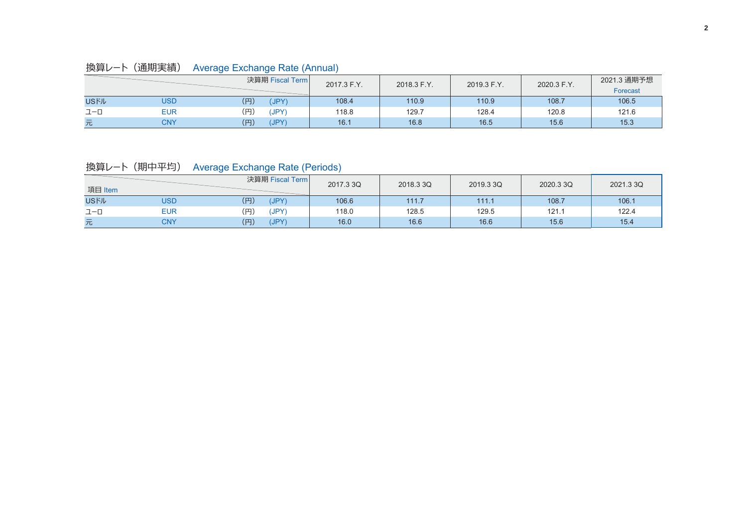## 換算レート（通期実績）　Average Exchange Rate (Annual)

| | | 決算期 Fiscal Term | | 2017.3 F.Y. | 2018.3 F.Y. | 2019.3 F.Y. | 2020.3 F.Y. | 2021.3 通期予想 Forecast |
|---|---|---|---|---|---|---|---|---|
| USドル | USD | (円) | (JPY) | 108.4 | 110.9 | 110.9 | 108.7 | 106.5 |
| ユーロ | EUR | (円) | (JPY) | 118.8 | 129.7 | 128.4 | 120.8 | 121.6 |
| 元 | CNY | (円) | (JPY) | 16.1 | 16.8 | 16.5 | 15.6 | 15.3 |

## 換算レート（期中平均）　Average Exchange Rate (Periods)

| 項目 Item | | 決算期 Fiscal Term | | 2017.3 3Q | 2018.3 3Q | 2019.3 3Q | 2020.3 3Q | 2021.3 3Q |
|---|---|---|---|---|---|---|---|---|
| USドル | USD | (円) | (JPY) | 106.6 | 111.7 | 111.1 | 108.7 | 106.1 |
| ユーロ | EUR | (円) | (JPY) | 118.0 | 128.5 | 129.5 | 121.1 | 122.4 |
| 元 | CNY | (円) | (JPY) | 16.0 | 16.6 | 16.6 | 15.6 | 15.4 |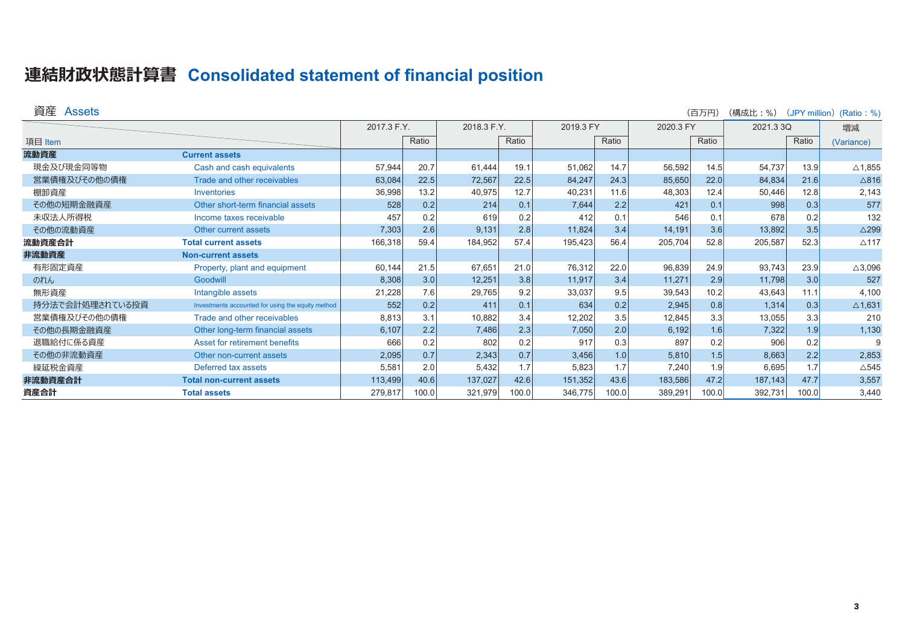# 連結財政状態計算書 Consolidated statement of financial position

## 資産 Assets

（百万円）（構成比：%）（JPY million）(Ratio：%)

| 項目 Item | | 2017.3 F.Y. | | 2018.3 F.Y. | | 2019.3 FY | | 2020.3 FY | | 2021.3 3Q | | 増減 |
|---|---|---|---|---|---|---|---|---|---|---|---|---|
| | | | Ratio | | Ratio | | Ratio | | Ratio | | Ratio | (Variance) |
| **流動資産** | **Current assets** | | | | | | | | | | | |
| 現金及び現金同等物 | Cash and cash equivalents | 57,944 | 20.7 | 61,444 | 19.1 | 51,062 | 14.7 | 56,592 | 14.5 | 54,737 | 13.9 | △1,855 |
| 営業債権及びその他の債権 | Trade and other receivables | 63,084 | 22.5 | 72,567 | 22.5 | 84,247 | 24.3 | 85,650 | 22.0 | 84,834 | 21.6 | △816 |
| 棚卸資産 | Inventories | 36,998 | 13.2 | 40,975 | 12.7 | 40,231 | 11.6 | 48,303 | 12.4 | 50,446 | 12.8 | 2,143 |
| その他の短期金融資産 | Other short-term financial assets | 528 | 0.2 | 214 | 0.1 | 7,644 | 2.2 | 421 | 0.1 | 998 | 0.3 | 577 |
| 未収法人所得税 | Income taxes receivable | 457 | 0.2 | 619 | 0.2 | 412 | 0.1 | 546 | 0.1 | 678 | 0.2 | 132 |
| その他の流動資産 | Other current assets | 7,303 | 2.6 | 9,131 | 2.8 | 11,824 | 3.4 | 14,191 | 3.6 | 13,892 | 3.5 | △299 |
| **流動資産合計** | **Total current assets** | 166,318 | 59.4 | 184,952 | 57.4 | 195,423 | 56.4 | 205,704 | 52.8 | 205,587 | 52.3 | △117 |
| **非流動資産** | **Non-current assets** | | | | | | | | | | | |
| 有形固定資産 | Property, plant and equipment | 60,144 | 21.5 | 67,651 | 21.0 | 76,312 | 22.0 | 96,839 | 24.9 | 93,743 | 23.9 | △3,096 |
| のれん | Goodwill | 8,308 | 3.0 | 12,251 | 3.8 | 11,917 | 3.4 | 11,271 | 2.9 | 11,798 | 3.0 | 527 |
| 無形資産 | Intangible assets | 21,228 | 7.6 | 29,765 | 9.2 | 33,037 | 9.5 | 39,543 | 10.2 | 43,643 | 11.1 | 4,100 |
| 持分法で会計処理されている投資 | Investments accounted for using the equity method | 552 | 0.2 | 411 | 0.1 | 634 | 0.2 | 2,945 | 0.8 | 1,314 | 0.3 | △1,631 |
| 営業債権及びその他の債権 | Trade and other receivables | 8,813 | 3.1 | 10,882 | 3.4 | 12,202 | 3.5 | 12,845 | 3.3 | 13,055 | 3.3 | 210 |
| その他の長期金融資産 | Other long-term financial assets | 6,107 | 2.2 | 7,486 | 2.3 | 7,050 | 2.0 | 6,192 | 1.6 | 7,322 | 1.9 | 1,130 |
| 退職給付に係る資産 | Asset for retirement benefits | 666 | 0.2 | 802 | 0.2 | 917 | 0.3 | 897 | 0.2 | 906 | 0.2 | 9 |
| その他の非流動資産 | Other non-current assets | 2,095 | 0.7 | 2,343 | 0.7 | 3,456 | 1.0 | 5,810 | 1.5 | 8,663 | 2.2 | 2,853 |
| 繰延税金資産 | Deferred tax assets | 5,581 | 2.0 | 5,432 | 1.7 | 5,823 | 1.7 | 7,240 | 1.9 | 6,695 | 1.7 | △545 |
| **非流動資産合計** | **Total non-current assets** | 113,499 | 40.6 | 137,027 | 42.6 | 151,352 | 43.6 | 183,586 | 47.2 | 187,143 | 47.7 | 3,557 |
| **資産合計** | **Total assets** | 279,817 | 100.0 | 321,979 | 100.0 | 346,775 | 100.0 | 389,291 | 100.0 | 392,731 | 100.0 | 3,440 |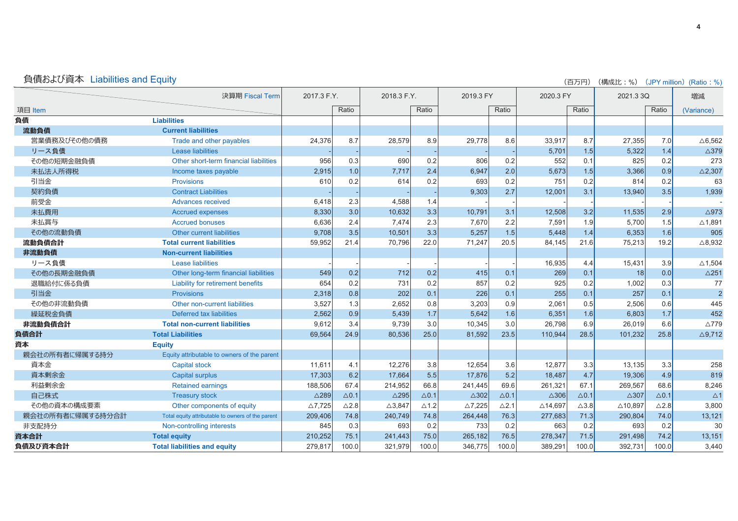## 負債および資本 Liabilities and Equity

（百万円）（構成比：%）（JPY million）(Ratio：%)

| 項目 Item | 決算期 Fiscal Term | 2017.3 F.Y. | Ratio | 2018.3 F.Y. | Ratio | 2019.3 FY | Ratio | 2020.3 FY | Ratio | 2021.3 3Q | Ratio | 増減 (Variance) |
|---|---|---|---|---|---|---|---|---|---|---|---|---|
| **負債** | **Liabilities** | | | | | | | | | | | |
| **流動負債** | **Current liabilities** | | | | | | | | | | | |
| 営業債務及びその他の債務 | Trade and other payables | 24,376 | 8.7 | 28,579 | 8.9 | 29,778 | 8.6 | 33,917 | 8.7 | 27,355 | 7.0 | △6,562 |
| リース負債 | Lease liabilities | - | - | - | - | - | - | 5,701 | 1.5 | 5,322 | 1.4 | △379 |
| その他の短期金融負債 | Other short-term financial liabilities | 956 | 0.3 | 690 | 0.2 | 806 | 0.2 | 552 | 0.1 | 825 | 0.2 | 273 |
| 未払法人所得税 | Income taxes payable | 2,915 | 1.0 | 7,717 | 2.4 | 6,947 | 2.0 | 5,673 | 1.5 | 3,366 | 0.9 | △2,307 |
| 引当金 | Provisions | 610 | 0.2 | 614 | 0.2 | 693 | 0.2 | 751 | 0.2 | 814 | 0.2 | 63 |
| 契約負債 | Contract Liabilities | - | - | - | - | 9,303 | 2.7 | 12,001 | 3.1 | 13,940 | 3.5 | 1,939 |
| 前受金 | Advances received | 6,418 | 2.3 | 4,588 | 1.4 | - | - | - | - | - | - | - |
| 未払費用 | Accrued expenses | 8,330 | 3.0 | 10,632 | 3.3 | 10,791 | 3.1 | 12,508 | 3.2 | 11,535 | 2.9 | △973 |
| 未払賞与 | Accrued bonuses | 6,636 | 2.4 | 7,474 | 2.3 | 7,670 | 2.2 | 7,591 | 1.9 | 5,700 | 1.5 | △1,891 |
| その他の流動負債 | Other current liabilities | 9,708 | 3.5 | 10,501 | 3.3 | 5,257 | 1.5 | 5,448 | 1.4 | 6,353 | 1.6 | 905 |
| **流動負債合計** | **Total current liabilities** | 59,952 | 21.4 | 70,796 | 22.0 | 71,247 | 20.5 | 84,145 | 21.6 | 75,213 | 19.2 | △8,932 |
| **非流動負債** | **Non-current liabilities** | | | | | | | | | | | |
| リース負債 | Lease liabilities | - | - | - | - | - | - | 16,935 | 4.4 | 15,431 | 3.9 | △1,504 |
| その他の長期金融負債 | Other long-term financial liabilities | 549 | 0.2 | 712 | 0.2 | 415 | 0.1 | 269 | 0.1 | 18 | 0.0 | △251 |
| 退職給付に係る負債 | Liability for retirement benefits | 654 | 0.2 | 731 | 0.2 | 857 | 0.2 | 925 | 0.2 | 1,002 | 0.3 | 77 |
| 引当金 | Provisions | 2,318 | 0.8 | 202 | 0.1 | 226 | 0.1 | 255 | 0.1 | 257 | 0.1 | 2 |
| その他の非流動負債 | Other non-current liabilities | 3,527 | 1.3 | 2,652 | 0.8 | 3,203 | 0.9 | 2,061 | 0.5 | 2,506 | 0.6 | 445 |
| 繰延税金負債 | Deferred tax liabilities | 2,562 | 0.9 | 5,439 | 1.7 | 5,642 | 1.6 | 6,351 | 1.6 | 6,803 | 1.7 | 452 |
| **非流動負債合計** | **Total non-current liabilities** | 9,612 | 3.4 | 9,739 | 3.0 | 10,345 | 3.0 | 26,798 | 6.9 | 26,019 | 6.6 | △779 |
| **負債合計** | **Total Liabilities** | 69,564 | 24.9 | 80,536 | 25.0 | 81,592 | 23.5 | 110,944 | 28.5 | 101,232 | 25.8 | △9,712 |
| **資本** | **Equity** | | | | | | | | | | | |
| 親会社の所有者に帰属する持分 | Equity attributable to owners of the parent | | | | | | | | | | | |
| 資本金 | Capital stock | 11,611 | 4.1 | 12,276 | 3.8 | 12,654 | 3.6 | 12,877 | 3.3 | 13,135 | 3.3 | 258 |
| 資本剰余金 | Capital surplus | 17,303 | 6.2 | 17,664 | 5.5 | 17,876 | 5.2 | 18,487 | 4.7 | 19,306 | 4.9 | 819 |
| 利益剰余金 | Retained earnings | 188,506 | 67.4 | 214,952 | 66.8 | 241,445 | 69.6 | 261,321 | 67.1 | 269,567 | 68.6 | 8,246 |
| 自己株式 | Treasury stock | △289 | △0.1 | △295 | △0.1 | △302 | △0.1 | △306 | △0.1 | △307 | △0.1 | △1 |
| その他の資本の構成要素 | Other components of equity | △7,725 | △2.8 | △3,847 | △1.2 | △7,225 | △2.1 | △14,697 | △3.8 | △10,897 | △2.8 | 3,800 |
| 親会社の所有者に帰属する持分合計 | Total equity attributable to owners of the parent | 209,406 | 74.8 | 240,749 | 74.8 | 264,448 | 76.3 | 277,683 | 71.3 | 290,804 | 74.0 | 13,121 |
| 非支配持分 | Non-controlling interests | 845 | 0.3 | 693 | 0.2 | 733 | 0.2 | 663 | 0.2 | 693 | 0.2 | 30 |
| **資本合計** | **Total equity** | 210,252 | 75.1 | 241,443 | 75.0 | 265,182 | 76.5 | 278,347 | 71.5 | 291,498 | 74.2 | 13,151 |
| **負債及び資本合計** | **Total liabilities and equity** | 279,817 | 100.0 | 321,979 | 100.0 | 346,775 | 100.0 | 389,291 | 100.0 | 392,731 | 100.0 | 3,440 |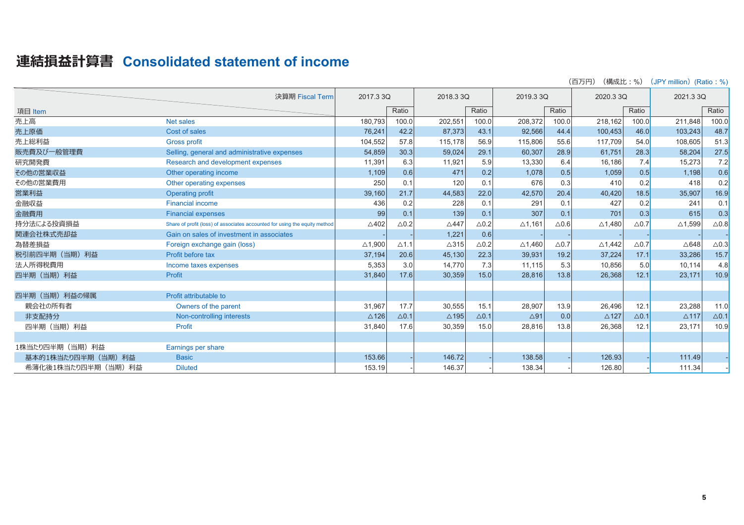# 連結損益計算書 Consolidated statement of income

（百万円）（構成比：%）（JPY million）(Ratio：%)

| 項目 Item | | 決算期 Fiscal Term 2017.3 3Q | Ratio | 2018.3 3Q | Ratio | 2019.3 3Q | Ratio | 2020.3 3Q | Ratio | 2021.3 3Q | Ratio |
|---|---|---|---|---|---|---|---|---|---|---|---|
| 売上高 | Net sales | 180,793 | 100.0 | 202,551 | 100.0 | 208,372 | 100.0 | 218,162 | 100.0 | 211,848 | 100.0 |
| 売上原価 | Cost of sales | 76,241 | 42.2 | 87,373 | 43.1 | 92,566 | 44.4 | 100,453 | 46.0 | 103,243 | 48.7 |
| 売上総利益 | Gross profit | 104,552 | 57.8 | 115,178 | 56.9 | 115,806 | 55.6 | 117,709 | 54.0 | 108,605 | 51.3 |
| 販売費及び一般管理費 | Selling, general and administrative expenses | 54,859 | 30.3 | 59,024 | 29.1 | 60,307 | 28.9 | 61,751 | 28.3 | 58,204 | 27.5 |
| 研究開発費 | Research and development expenses | 11,391 | 6.3 | 11,921 | 5.9 | 13,330 | 6.4 | 16,186 | 7.4 | 15,273 | 7.2 |
| その他の営業収益 | Other operating income | 1,109 | 0.6 | 471 | 0.2 | 1,078 | 0.5 | 1,059 | 0.5 | 1,198 | 0.6 |
| その他の営業費用 | Other operating expenses | 250 | 0.1 | 120 | 0.1 | 676 | 0.3 | 410 | 0.2 | 418 | 0.2 |
| 営業利益 | Operating profit | 39,160 | 21.7 | 44,583 | 22.0 | 42,570 | 20.4 | 40,420 | 18.5 | 35,907 | 16.9 |
| 金融収益 | Financial income | 436 | 0.2 | 228 | 0.1 | 291 | 0.1 | 427 | 0.2 | 241 | 0.1 |
| 金融費用 | Financial expenses | 99 | 0.1 | 139 | 0.1 | 307 | 0.1 | 701 | 0.3 | 615 | 0.3 |
| 持分法による投資損益 | Share of profit (loss) of associates accounted for using the equity method | △402 | △0.2 | △447 | △0.2 | △1,161 | △0.6 | △1,480 | △0.7 | △1,599 | △0.8 |
| 関連会社株式売却益 | Gain on sales of investment in associates | - | - | 1,221 | 0.6 | - | - | - | - | - | - |
| 為替差損益 | Foreign exchange gain (loss) | △1,900 | △1.1 | △315 | △0.2 | △1,460 | △0.7 | △1,442 | △0.7 | △648 | △0.3 |
| 税引前四半期（当期）利益 | Profit before tax | 37,194 | 20.6 | 45,130 | 22.3 | 39,931 | 19.2 | 37,224 | 17.1 | 33,286 | 15.7 |
| 法人所得税費用 | Income taxes expenses | 5,353 | 3.0 | 14,770 | 7.3 | 11,115 | 5.3 | 10,856 | 5.0 | 10,114 | 4.8 |
| 四半期（当期）利益 | Profit | 31,840 | 17.6 | 30,359 | 15.0 | 28,816 | 13.8 | 26,368 | 12.1 | 23,171 | 10.9 |
| | | | | | | | | | | | |
| 四半期（当期）利益の帰属 | Profit attributable to | | | | | | | | | | |
| 親会社の所有者 | Owners of the parent | 31,967 | 17.7 | 30,555 | 15.1 | 28,907 | 13.9 | 26,496 | 12.1 | 23,288 | 11.0 |
| 非支配持分 | Non-controlling interests | △126 | △0.1 | △195 | △0.1 | △91 | 0.0 | △127 | △0.1 | △117 | △0.1 |
| 四半期（当期）利益 | Profit | 31,840 | 17.6 | 30,359 | 15.0 | 28,816 | 13.8 | 26,368 | 12.1 | 23,171 | 10.9 |
| | | | | | | | | | | | |
| 1株当たり四半期（当期）利益 | Earnings per share | | | | | | | | | | |
| 基本的1株当たり四半期（当期）利益 | Basic | 153.66 | - | 146.72 | - | 138.58 | - | 126.93 | - | 111.49 | - |
| 希薄化後1株当たり四半期（当期）利益 | Diluted | 153.19 | - | 146.37 | - | 138.34 | - | 126.80 | - | 111.34 | - |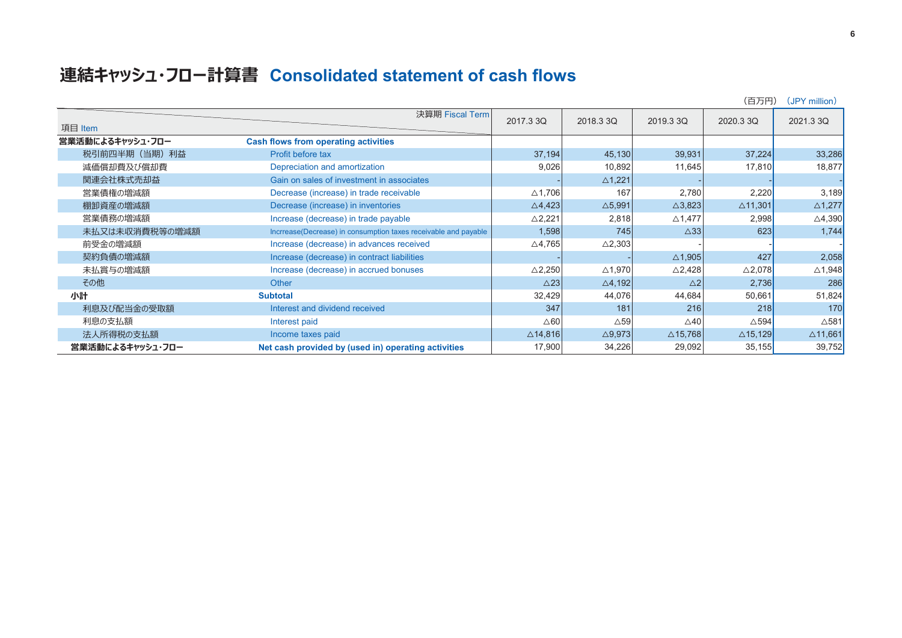# 連結キャッシュ・フロー計算書 Consolidated statement of cash flows

（百万円）（JPY million）

| 項目 Item | | 2017.3 3Q | 2018.3 3Q | 2019.3 3Q | 2020.3 3Q | 2021.3 3Q |
|---|---|---|---|---|---|---|
| **営業活動によるキャッシュ・フロー** | **Cash flows from operating activities** | | | | | |
| 税引前四半期（当期）利益 | Profit before tax | 37,194 | 45,130 | 39,931 | 37,224 | 33,286 |
| 減価償却費及び償却費 | Depreciation and amortization | 9,026 | 10,892 | 11,645 | 17,810 | 18,877 |
| 関連会社株式売却益 | Gain on sales of investment in associates | - | △1,221 | - | - | - |
| 営業債権の増減額 | Decrease (increase) in trade receivable | △1,706 | 167 | 2,780 | 2,220 | 3,189 |
| 棚卸資産の増減額 | Decrease (increase) in inventories | △4,423 | △5,991 | △3,823 | △11,301 | △1,277 |
| 営業債務の増減額 | Increase (decrease) in trade payable | △2,221 | 2,818 | △1,477 | 2,998 | △4,390 |
| 未払又は未収消費税等の増減額 | Incrrease(Decrease) in consumption taxes receivable and payable | 1,598 | 745 | △33 | 623 | 1,744 |
| 前受金の増減額 | Increase (decrease) in advances received | △4,765 | △2,303 | - | - | - |
| 契約負債の増減額 | Increase (decrease) in contract liabilities | - | - | △1,905 | 427 | 2,058 |
| 未払賞与の増減額 | Increase (decrease) in accrued bonuses | △2,250 | △1,970 | △2,428 | △2,078 | △1,948 |
| その他 | Other | △23 | △4,192 | △2 | 2,736 | 286 |
| **小計** | **Subtotal** | 32,429 | 44,076 | 44,684 | 50,661 | 51,824 |
| 利息及び配当金の受取額 | Interest and dividend received | 347 | 181 | 216 | 218 | 170 |
| 利息の支払額 | Interest paid | △60 | △59 | △40 | △594 | △581 |
| 法人所得税の支払額 | Income taxes paid | △14,816 | △9,973 | △15,768 | △15,129 | △11,661 |
| **営業活動によるキャッシュ・フロー** | **Net cash provided by (used in) operating activities** | 17,900 | 34,226 | 29,092 | 35,155 | 39,752 |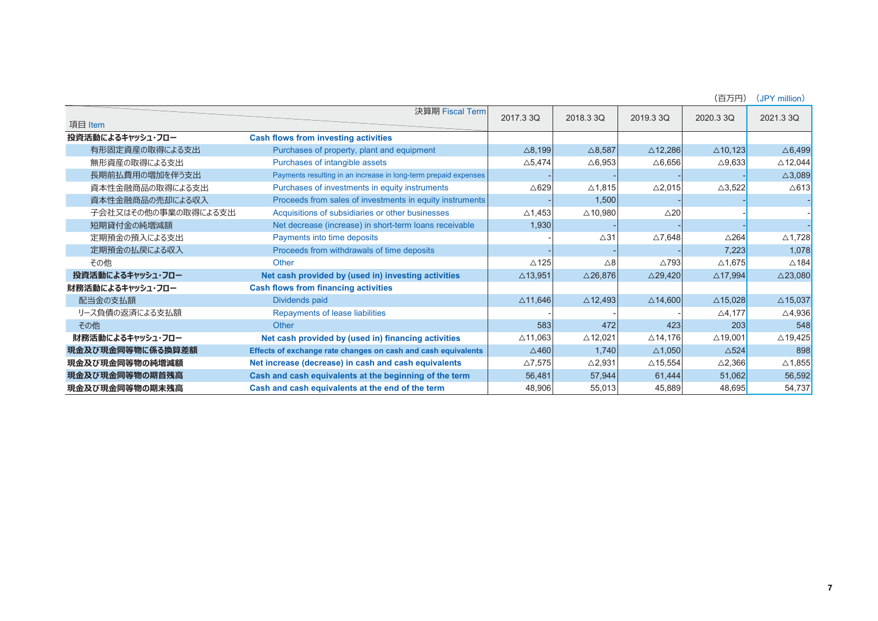（百万円）（JPY million）

| 項目 Item | 決算期 Fiscal Term | 2017.3 3Q | 2018.3 3Q | 2019.3 3Q | 2020.3 3Q | 2021.3 3Q |
|---|---|---|---|---|---|---|
| **投資活動によるキャッシュ・フロー** | **Cash flows from investing activities** | | | | | |
| 有形固定資産の取得による支出 | Purchases of property, plant and equipment | △8,199 | △8,587 | △12,286 | △10,123 | △6,499 |
| 無形資産の取得による支出 | Purchases of intangible assets | △5,474 | △6,953 | △6,656 | △9,633 | △12,044 |
| 長期前払費用の増加を伴う支出 | Payments resulting in an increase in long-term prepaid expenses | - | - | - | - | △3,089 |
| 資本性金融商品の取得による支出 | Purchases of investments in equity instruments | △629 | △1,815 | △2,015 | △3,522 | △613 |
| 資本性金融商品の売却による収入 | Proceeds from sales of investments in equity instruments | - | 1,500 | - | - | - |
| 子会社又はその他の事業の取得による支出 | Acquisitions of subsidiaries or other businesses | △1,453 | △10,980 | △20 | - | - |
| 短期貸付金の純増減額 | Net decrease (increase) in short-term loans receivable | 1,930 | - | - | - | - |
| 定期預金の預入による支出 | Payments into time deposits | - | △31 | △7,648 | △264 | △1,728 |
| 定期預金の払戻による収入 | Proceeds from withdrawals of time deposits | - | - | - | 7,223 | 1,078 |
| その他 | Other | △125 | △8 | △793 | △1,675 | △184 |
| **投資活動によるキャッシュ・フロー** | **Net cash provided by (used in) investing activities** | △13,951 | △26,876 | △29,420 | △17,994 | △23,080 |
| **財務活動によるキャッシュ・フロー** | **Cash flows from financing activities** | | | | | |
| 配当金の支払額 | Dividends paid | △11,646 | △12,493 | △14,600 | △15,028 | △15,037 |
| リース負債の返済による支払額 | Repayments of lease liabilities | - | - | - | △4,177 | △4,936 |
| その他 | Other | 583 | 472 | 423 | 203 | 548 |
| **財務活動によるキャッシュ・フロー** | **Net cash provided by (used in) financing activities** | △11,063 | △12,021 | △14,176 | △19,001 | △19,425 |
| **現金及び現金同等物に係る換算差額** | **Effects of exchange rate changes on cash and cash equivalents** | △460 | 1,740 | △1,050 | △524 | 898 |
| **現金及び現金同等物の純増減額** | **Net increase (decrease) in cash and cash equivalents** | △7,575 | △2,931 | △15,554 | △2,366 | △1,855 |
| **現金及び現金同等物の期首残高** | **Cash and cash equivalents at the beginning of the term** | 56,481 | 57,944 | 61,444 | 51,062 | 56,592 |
| **現金及び現金同等物の期末残高** | **Cash and cash equivalents at the end of the term** | 48,906 | 55,013 | 45,889 | 48,695 | 54,737 |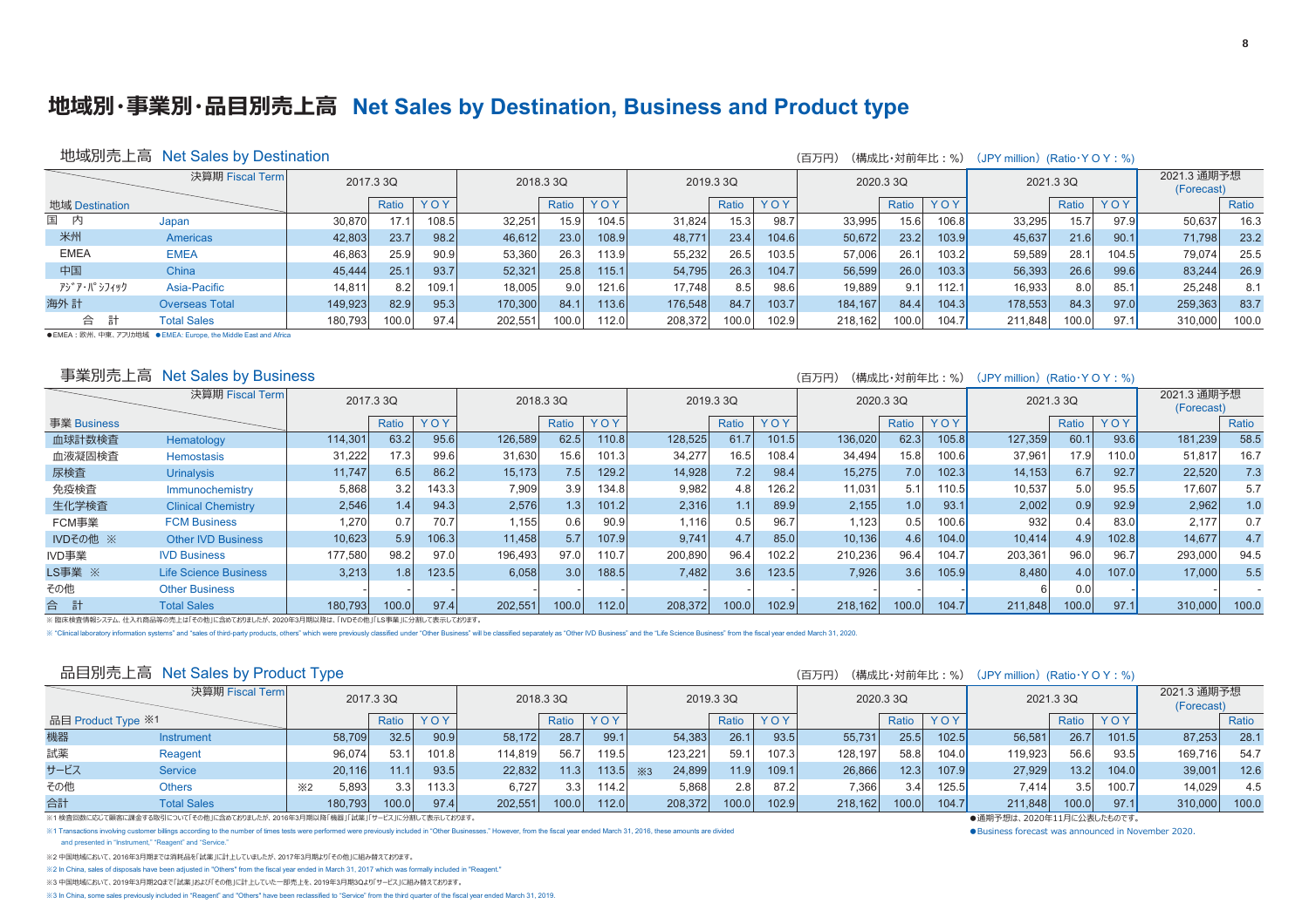# 地域別・事業別・品目別売上高 Net Sales by Destination, Business and Product type

## 地域別売上高 Net Sales by Destination

（百万円） （構成比・対前年比：%） （JPY million）（Ratio・YOY：%）

| 決算期 Fiscal Term | | 2017.3 3Q | | | 2018.3 3Q | | | 2019.3 3Q | | | 2020.3 3Q | | | 2021.3 3Q | | | 2021.3 通期予想 (Forecast) | |
|---|---|---|---|---|---|---|---|---|---|---|---|---|---|---|---|---|---|---|
| 地域 Destination | | | Ratio | YOY | | Ratio | YOY | | Ratio | YOY | | Ratio | YOY | | Ratio | YOY | | Ratio |
| 国　内 | Japan | 30,870 | 17.1 | 108.5 | 32,251 | 15.9 | 104.5 | 31,824 | 15.3 | 98.7 | 33,995 | 15.6 | 106.8 | 33,295 | 15.7 | 97.9 | 50,637 | 16.3 |
| 米州 | Americas | 42,803 | 23.7 | 98.2 | 46,612 | 23.0 | 108.9 | 48,771 | 23.4 | 104.6 | 50,672 | 23.2 | 103.9 | 45,637 | 21.6 | 90.1 | 71,798 | 23.2 |
| EMEA | EMEA | 46,863 | 25.9 | 90.9 | 53,360 | 26.3 | 113.9 | 55,232 | 26.5 | 103.5 | 57,006 | 26.1 | 103.2 | 59,589 | 28.1 | 104.5 | 79,074 | 25.5 |
| 中国 | China | 45,444 | 25.1 | 93.7 | 52,321 | 25.8 | 115.1 | 54,795 | 26.3 | 104.7 | 56,599 | 26.0 | 103.3 | 56,393 | 26.6 | 99.6 | 83,244 | 26.9 |
| ｱｼﾞｱ･ﾊﾟｼﾌｨｯｸ | Asia-Pacific | 14,811 | 8.2 | 109.1 | 18,005 | 9.0 | 121.6 | 17,748 | 8.5 | 98.6 | 19,889 | 9.1 | 112.1 | 16,933 | 8.0 | 85.1 | 25,248 | 8.1 |
| 海外 計 | Overseas Total | 149,923 | 82.9 | 95.3 | 170,300 | 84.1 | 113.6 | 176,548 | 84.7 | 103.7 | 184,167 | 84.4 | 104.3 | 178,553 | 84.3 | 97.0 | 259,363 | 83.7 |
| 合　計 | Total Sales | 180,793 | 100.0 | 97.4 | 202,551 | 100.0 | 112.0 | 208,372 | 100.0 | 102.9 | 218,162 | 100.0 | 104.7 | 211,848 | 100.0 | 97.1 | 310,000 | 100.0 |

●EMEA：欧州、中東、アフリカ地域　●EMEA: Europe, the Middle East and Africa

## 事業別売上高 Net Sales by Business

（百万円） （構成比・対前年比：%） （JPY million）（Ratio・YOY：%）

| 決算期 Fiscal Term | | 2017.3 3Q | | | 2018.3 3Q | | | 2019.3 3Q | | | 2020.3 3Q | | | 2021.3 3Q | | | 2021.3 通期予想 (Forecast) | |
|---|---|---|---|---|---|---|---|---|---|---|---|---|---|---|---|---|---|---|
| 事業 Business | | | Ratio | YOY | | Ratio | YOY | | Ratio | YOY | | Ratio | YOY | | Ratio | YOY | | Ratio |
| 血球計数検査 | Hematology | 114,301 | 63.2 | 95.6 | 126,589 | 62.5 | 110.8 | 128,525 | 61.7 | 101.5 | 136,020 | 62.3 | 105.8 | 127,359 | 60.1 | 93.6 | 181,239 | 58.5 |
| 血液凝固検査 | Hemostasis | 31,222 | 17.3 | 99.6 | 31,630 | 15.6 | 101.3 | 34,277 | 16.5 | 108.4 | 34,494 | 15.8 | 100.6 | 37,961 | 17.9 | 110.0 | 51,817 | 16.7 |
| 尿検査 | Urinalysis | 11,747 | 6.5 | 86.2 | 15,173 | 7.5 | 129.2 | 14,928 | 7.2 | 98.4 | 15,275 | 7.0 | 102.3 | 14,153 | 6.7 | 92.7 | 22,520 | 7.3 |
| 免疫検査 | Immunochemistry | 5,868 | 3.2 | 143.3 | 7,909 | 3.9 | 134.8 | 9,982 | 4.8 | 126.2 | 11,031 | 5.1 | 110.5 | 10,537 | 5.0 | 95.5 | 17,607 | 5.7 |
| 生化学検査 | Clinical Chemistry | 2,546 | 1.4 | 94.3 | 2,576 | 1.3 | 101.2 | 2,316 | 1.1 | 89.9 | 2,155 | 1.0 | 93.1 | 2,002 | 0.9 | 92.9 | 2,962 | 1.0 |
| FCM事業 | FCM Business | 1,270 | 0.7 | 70.7 | 1,155 | 0.6 | 90.9 | 1,116 | 0.5 | 96.7 | 1,123 | 0.5 | 100.6 | 932 | 0.4 | 83.0 | 2,177 | 0.7 |
| IVDその他 ※ | Other IVD Business | 10,623 | 5.9 | 106.3 | 11,458 | 5.7 | 107.9 | 9,741 | 4.7 | 85.0 | 10,136 | 4.6 | 104.0 | 10,414 | 4.9 | 102.8 | 14,677 | 4.7 |
| IVD事業 | IVD Business | 177,580 | 98.2 | 97.0 | 196,493 | 97.0 | 110.7 | 200,890 | 96.4 | 102.2 | 210,236 | 96.4 | 104.7 | 203,361 | 96.0 | 96.7 | 293,000 | 94.5 |
| LS事業 ※ | Life Science Business | 3,213 | 1.8 | 123.5 | 6,058 | 3.0 | 188.5 | 7,482 | 3.6 | 123.5 | 7,926 | 3.6 | 105.9 | 8,480 | 4.0 | 107.0 | 17,000 | 5.5 |
| その他 | Other Business | - | - | - | - | - | - | - | - | - | - | - | - | 6 | 0.0 | - | - | - |
| 合　計 | Total Sales | 180,793 | 100.0 | 97.4 | 202,551 | 100.0 | 112.0 | 208,372 | 100.0 | 102.9 | 218,162 | 100.0 | 104.7 | 211,848 | 100.0 | 97.1 | 310,000 | 100.0 |

※ 臨床検査情報システム、仕入れ商品等の売上は「その他」に含めておりましたが、2020年3月期以降は、「IVDその他」「LS事業」に分割して表示しております。

※ "Clinical laboratory information systems" and "sales of third-party products, others" which were previously classified under "Other Business" will be classified separately as "Other IVD Business" and the "Life Science Business" from the fiscal year ended March 31, 2020.

## 品目別売上高 Net Sales by Product Type

（百万円） （構成比・対前年比：%） （JPY million）（Ratio・YOY：%）

| 決算期 Fiscal Term | | 2017.3 3Q | | | 2018.3 3Q | | | 2019.3 3Q | | | 2020.3 3Q | | | 2021.3 3Q | | | 2021.3 通期予想 (Forecast) | |
|---|---|---|---|---|---|---|---|---|---|---|---|---|---|---|---|---|---|---|
| 品目 Product Type ※1 | | | Ratio | YOY | | Ratio | YOY | | Ratio | YOY | | Ratio | YOY | | Ratio | YOY | | Ratio |
| 機器 | Instrument | 58,709 | 32.5 | 90.9 | 58,172 | 28.7 | 99.1 | 54,383 | 26.1 | 93.5 | 55,731 | 25.5 | 102.5 | 56,581 | 26.7 | 101.5 | 87,253 | 28.1 |
| 試薬 | Reagent | 96,074 | 53.1 | 101.8 | 114,819 | 56.7 | 119.5 | 123,221 | 59.1 | 107.3 | 128,197 | 58.8 | 104.0 | 119,923 | 56.6 | 93.5 | 169,716 | 54.7 |
| サービス | Service | 20,116 | 11.1 | 93.5 | 22,832 | 11.3 | 113.5 | ※3 24,899 | 11.9 | 109.1 | 26,866 | 12.3 | 107.9 | 27,929 | 13.2 | 104.0 | 39,001 | 12.6 |
| その他 | Others | ※2 5,893 | 3.3 | 113.3 | 6,727 | 3.3 | 114.2 | 5,868 | 2.8 | 87.2 | 7,366 | 3.4 | 125.5 | 7,414 | 3.5 | 100.7 | 14,029 | 4.5 |
| 合計 | Total Sales | 180,793 | 100.0 | 97.4 | 202,551 | 100.0 | 112.0 | 208,372 | 100.0 | 102.9 | 218,162 | 100.0 | 104.7 | 211,848 | 100.0 | 97.1 | 310,000 | 100.0 |

※1 検査回数に応じて顧客に課金する取引について「その他」に含めておりましたが、2016年3月期以降「機器」「試薬」「サービス」に分割して表示しております。

※1 Transactions involving customer billings according to the number of times tests were performed were previously included in "Other Businesses." However, from the fiscal year ended March 31, 2016, these amounts are divided and presented in "Instrument," "Reagent" and "Service."

※2 中国地域において、2016年3月期までは消耗品を「試薬」に計上していましたが、2017年3月期より「その他」に組み替えております。

※2 In China, sales of disposals have been adjusted in "Others" from the fiscal year ended in March 31, 2017 which was formally included in "Reagent."

※3 中国地域において、2019年3月期2Qまで「試薬」および「その他」に計上していた一部売上を、2019年3月期3Qより「サービス」に組み替えております。

※3 In China, some sales previously included in "Reagent" and "Others" have been reclassified to "Service" from the third quarter of the fiscal year ended March 31, 2019.

●通期予想は、2020年11月に公表したものです。

●Business forecast was announced in November 2020.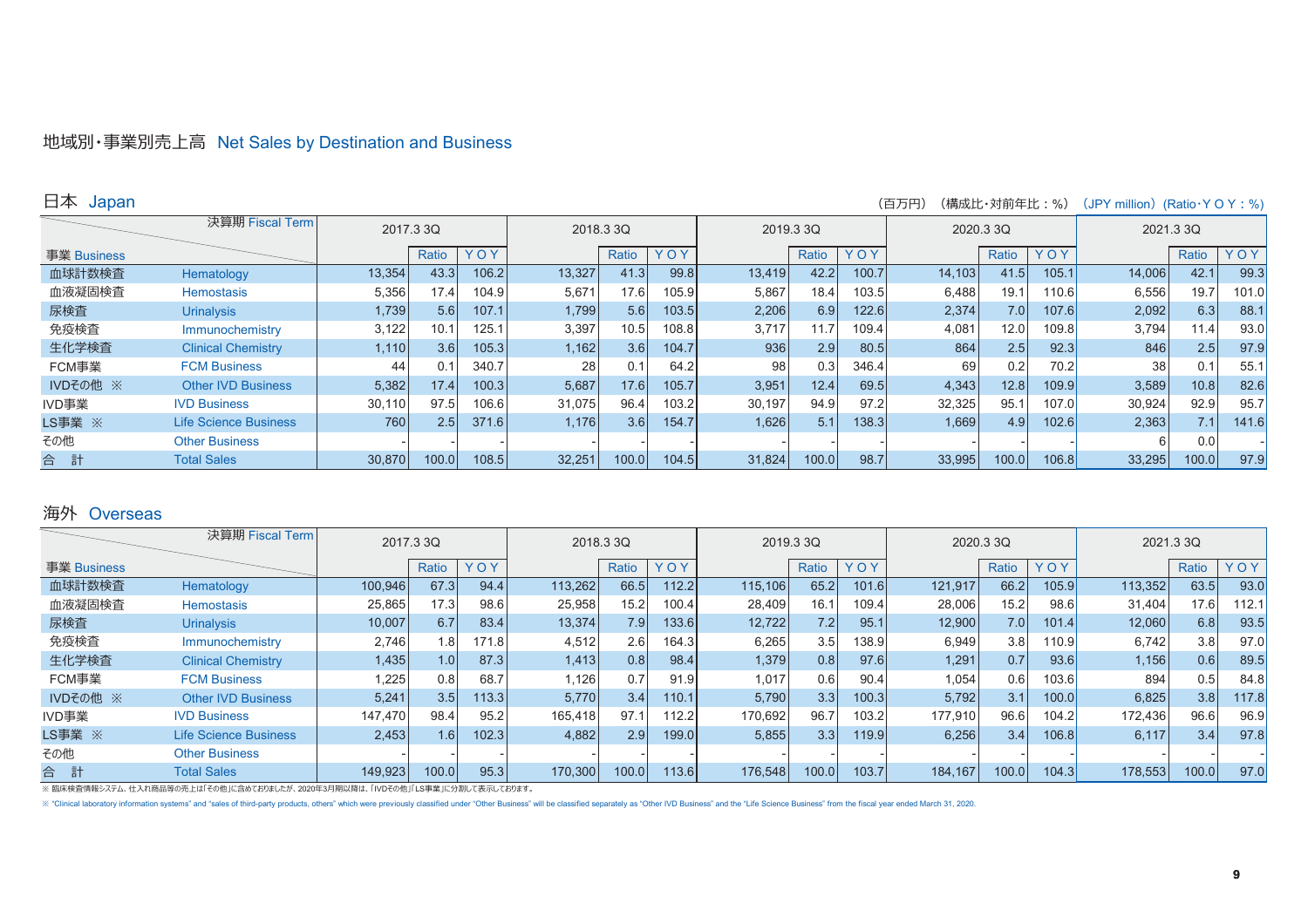# 地域別・事業別売上高 Net Sales by Destination and Business

## 日本 Japan

（百万円）（構成比・対前年比：%）（JPY million）(Ratio・YOY：%)

| 決算期 Fiscal Term | | 2017.3 3Q | | | 2018.3 3Q | | | 2019.3 3Q | | | 2020.3 3Q | | | 2021.3 3Q | | |
|---|---|---|---|---|---|---|---|---|---|---|---|---|---|---|---|---|
| 事業 Business | | | Ratio | YOY | | Ratio | YOY | | Ratio | YOY | | Ratio | YOY | | Ratio | YOY |
| 血球計数検査 | Hematology | 13,354 | 43.3 | 106.2 | 13,327 | 41.3 | 99.8 | 13,419 | 42.2 | 100.7 | 14,103 | 41.5 | 105.1 | 14,006 | 42.1 | 99.3 |
| 血液凝固検査 | Hemostasis | 5,356 | 17.4 | 104.9 | 5,671 | 17.6 | 105.9 | 5,867 | 18.4 | 103.5 | 6,488 | 19.1 | 110.6 | 6,556 | 19.7 | 101.0 |
| 尿検査 | Urinalysis | 1,739 | 5.6 | 107.1 | 1,799 | 5.6 | 103.5 | 2,206 | 6.9 | 122.6 | 2,374 | 7.0 | 107.6 | 2,092 | 6.3 | 88.1 |
| 免疫検査 | Immunochemistry | 3,122 | 10.1 | 125.1 | 3,397 | 10.5 | 108.8 | 3,717 | 11.7 | 109.4 | 4,081 | 12.0 | 109.8 | 3,794 | 11.4 | 93.0 |
| 生化学検査 | Clinical Chemistry | 1,110 | 3.6 | 105.3 | 1,162 | 3.6 | 104.7 | 936 | 2.9 | 80.5 | 864 | 2.5 | 92.3 | 846 | 2.5 | 97.9 |
| FCM事業 | FCM Business | 44 | 0.1 | 340.7 | 28 | 0.1 | 64.2 | 98 | 0.3 | 346.4 | 69 | 0.2 | 70.2 | 38 | 0.1 | 55.1 |
| IVDその他 ※ | Other IVD Business | 5,382 | 17.4 | 100.3 | 5,687 | 17.6 | 105.7 | 3,951 | 12.4 | 69.5 | 4,343 | 12.8 | 109.9 | 3,589 | 10.8 | 82.6 |
| IVD事業 | IVD Business | 30,110 | 97.5 | 106.6 | 31,075 | 96.4 | 103.2 | 30,197 | 94.9 | 97.2 | 32,325 | 95.1 | 107.0 | 30,924 | 92.9 | 95.7 |
| LS事業 ※ | Life Science Business | 760 | 2.5 | 371.6 | 1,176 | 3.6 | 154.7 | 1,626 | 5.1 | 138.3 | 1,669 | 4.9 | 102.6 | 2,363 | 7.1 | 141.6 |
| その他 | Other Business | - | - | - | - | - | - | - | - | - | - | - | - | 6 | 0.0 | - |
| 合　計 | Total Sales | 30,870 | 100.0 | 108.5 | 32,251 | 100.0 | 104.5 | 31,824 | 100.0 | 98.7 | 33,995 | 100.0 | 106.8 | 33,295 | 100.0 | 97.9 |

## 海外 Overseas

| 決算期 Fiscal Term | | 2017.3 3Q | | | 2018.3 3Q | | | 2019.3 3Q | | | 2020.3 3Q | | | 2021.3 3Q | | |
|---|---|---|---|---|---|---|---|---|---|---|---|---|---|---|---|---|
| 事業 Business | | | Ratio | YOY | | Ratio | YOY | | Ratio | YOY | | Ratio | YOY | | Ratio | YOY |
| 血球計数検査 | Hematology | 100,946 | 67.3 | 94.4 | 113,262 | 66.5 | 112.2 | 115,106 | 65.2 | 101.6 | 121,917 | 66.2 | 105.9 | 113,352 | 63.5 | 93.0 |
| 血液凝固検査 | Hemostasis | 25,865 | 17.3 | 98.6 | 25,958 | 15.2 | 100.4 | 28,409 | 16.1 | 109.4 | 28,006 | 15.2 | 98.6 | 31,404 | 17.6 | 112.1 |
| 尿検査 | Urinalysis | 10,007 | 6.7 | 83.4 | 13,374 | 7.9 | 133.6 | 12,722 | 7.2 | 95.1 | 12,900 | 7.0 | 101.4 | 12,060 | 6.8 | 93.5 |
| 免疫検査 | Immunochemistry | 2,746 | 1.8 | 171.8 | 4,512 | 2.6 | 164.3 | 6,265 | 3.5 | 138.9 | 6,949 | 3.8 | 110.9 | 6,742 | 3.8 | 97.0 |
| 生化学検査 | Clinical Chemistry | 1,435 | 1.0 | 87.3 | 1,413 | 0.8 | 98.4 | 1,379 | 0.8 | 97.6 | 1,291 | 0.7 | 93.6 | 1,156 | 0.6 | 89.5 |
| FCM事業 | FCM Business | 1,225 | 0.8 | 68.7 | 1,126 | 0.7 | 91.9 | 1,017 | 0.6 | 90.4 | 1,054 | 0.6 | 103.6 | 894 | 0.5 | 84.8 |
| IVDその他 ※ | Other IVD Business | 5,241 | 3.5 | 113.3 | 5,770 | 3.4 | 110.1 | 5,790 | 3.3 | 100.3 | 5,792 | 3.1 | 100.0 | 6,825 | 3.8 | 117.8 |
| IVD事業 | IVD Business | 147,470 | 98.4 | 95.2 | 165,418 | 97.1 | 112.2 | 170,692 | 96.7 | 103.2 | 177,910 | 96.6 | 104.2 | 172,436 | 96.6 | 96.9 |
| LS事業 ※ | Life Science Business | 2,453 | 1.6 | 102.3 | 4,882 | 2.9 | 199.0 | 5,855 | 3.3 | 119.9 | 6,256 | 3.4 | 106.8 | 6,117 | 3.4 | 97.8 |
| その他 | Other Business | - | - | - | - | - | - | - | - | - | - | - | - | - | - | - |
| 合　計 | Total Sales | 149,923 | 100.0 | 95.3 | 170,300 | 100.0 | 113.6 | 176,548 | 100.0 | 103.7 | 184,167 | 100.0 | 104.3 | 178,553 | 100.0 | 97.0 |

※ 臨床検査情報システム、仕入れ商品等の売上は「その他」に含めておりましたが、2020年3月期以降は、「IVDその他」「LS事業」に分割して表示しております。

※ "Clinical laboratory information systems" and "sales of third-party products, others" which were previously classified under "Other Business" will be classified separately as "Other IVD Business" and the "Life Science Business" from the fiscal year ended March 31, 2020.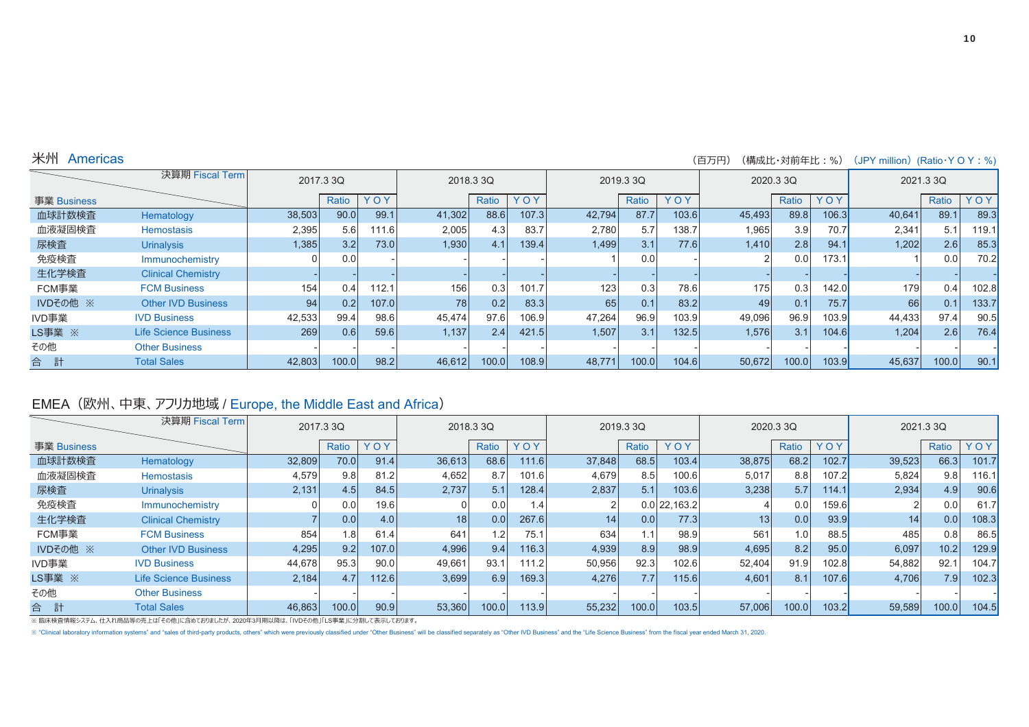## 米州 Americas

（百万円）（構成比・対前年比：%）（JPY million）(Ratio･ＹＯＹ：%)

| 事業 Business | | 2017.3 3Q | | | 2018.3 3Q | | | 2019.3 3Q | | | 2020.3 3Q | | | 2021.3 3Q | | |
|---|---|---|---|---|---|---|---|---|---|---|---|---|---|---|---|---|
| 決算期 Fiscal Term | | | Ratio | ＹＯＹ | | Ratio | ＹＯＹ | | Ratio | ＹＯＹ | | Ratio | ＹＯＹ | | Ratio | ＹＯＹ |
| 血球計数検査 | Hematology | 38,503 | 90.0 | 99.1 | 41,302 | 88.6 | 107.3 | 42,794 | 87.7 | 103.6 | 45,493 | 89.8 | 106.3 | 40,641 | 89.1 | 89.3 |
| 血液凝固検査 | Hemostasis | 2,395 | 5.6 | 111.6 | 2,005 | 4.3 | 83.7 | 2,780 | 5.7 | 138.7 | 1,965 | 3.9 | 70.7 | 2,341 | 5.1 | 119.1 |
| 尿検査 | Urinalysis | 1,385 | 3.2 | 73.0 | 1,930 | 4.1 | 139.4 | 1,499 | 3.1 | 77.6 | 1,410 | 2.8 | 94.1 | 1,202 | 2.6 | 85.3 |
| 免疫検査 | Immunochemistry | 0 | 0.0 | - | - | - | - | 1 | 0.0 | - | 2 | 0.0 | 173.1 | 1 | 0.0 | 70.2 |
| 生化学検査 | Clinical Chemistry | - | - | - | - | - | - | - | - | - | - | - | - | - | - | - |
| FCM事業 | FCM Business | 154 | 0.4 | 112.1 | 156 | 0.3 | 101.7 | 123 | 0.3 | 78.6 | 175 | 0.3 | 142.0 | 179 | 0.4 | 102.8 |
| IVDその他 ※ | Other IVD Business | 94 | 0.2 | 107.0 | 78 | 0.2 | 83.3 | 65 | 0.1 | 83.2 | 49 | 0.1 | 75.7 | 66 | 0.1 | 133.7 |
| IVD事業 | IVD Business | 42,533 | 99.4 | 98.6 | 45,474 | 97.6 | 106.9 | 47,264 | 96.9 | 103.9 | 49,096 | 96.9 | 103.9 | 44,433 | 97.4 | 90.5 |
| LS事業 ※ | Life Science Business | 269 | 0.6 | 59.6 | 1,137 | 2.4 | 421.5 | 1,507 | 3.1 | 132.5 | 1,576 | 3.1 | 104.6 | 1,204 | 2.6 | 76.4 |
| その他 | Other Business | - | - | - | - | - | - | - | - | - | - | - | - | - | - | - |
| 合　計 | Total Sales | 42,803 | 100.0 | 98.2 | 46,612 | 100.0 | 108.9 | 48,771 | 100.0 | 104.6 | 50,672 | 100.0 | 103.9 | 45,637 | 100.0 | 90.1 |

## EMEA（欧州、中東、アフリカ地域 / Europe, the Middle East and Africa）

| 事業 Business | | 2017.3 3Q | | | 2018.3 3Q | | | 2019.3 3Q | | | 2020.3 3Q | | | 2021.3 3Q | | |
|---|---|---|---|---|---|---|---|---|---|---|---|---|---|---|---|---|
| 決算期 Fiscal Term | | | Ratio | ＹＯＹ | | Ratio | ＹＯＹ | | Ratio | ＹＯＹ | | Ratio | ＹＯＹ | | Ratio | ＹＯＹ |
| 血球計数検査 | Hematology | 32,809 | 70.0 | 91.4 | 36,613 | 68.6 | 111.6 | 37,848 | 68.5 | 103.4 | 38,875 | 68.2 | 102.7 | 39,523 | 66.3 | 101.7 |
| 血液凝固検査 | Hemostasis | 4,579 | 9.8 | 81.2 | 4,652 | 8.7 | 101.6 | 4,679 | 8.5 | 100.6 | 5,017 | 8.8 | 107.2 | 5,824 | 9.8 | 116.1 |
| 尿検査 | Urinalysis | 2,131 | 4.5 | 84.5 | 2,737 | 5.1 | 128.4 | 2,837 | 5.1 | 103.6 | 3,238 | 5.7 | 114.1 | 2,934 | 4.9 | 90.6 |
| 免疫検査 | Immunochemistry | 0 | 0.0 | 19.6 | 0 | 0.0 | 1.4 | 2 | 0.0 | 22,163.2 | 4 | 0.0 | 159.6 | 2 | 0.0 | 61.7 |
| 生化学検査 | Clinical Chemistry | 7 | 0.0 | 4.0 | 18 | 0.0 | 267.6 | 14 | 0.0 | 77.3 | 13 | 0.0 | 93.9 | 14 | 0.0 | 108.3 |
| FCM事業 | FCM Business | 854 | 1.8 | 61.4 | 641 | 1.2 | 75.1 | 634 | 1.1 | 98.9 | 561 | 1.0 | 88.5 | 485 | 0.8 | 86.5 |
| IVDその他 ※ | Other IVD Business | 4,295 | 9.2 | 107.0 | 4,996 | 9.4 | 116.3 | 4,939 | 8.9 | 98.9 | 4,695 | 8.2 | 95.0 | 6,097 | 10.2 | 129.9 |
| IVD事業 | IVD Business | 44,678 | 95.3 | 90.0 | 49,661 | 93.1 | 111.2 | 50,956 | 92.3 | 102.6 | 52,404 | 91.9 | 102.8 | 54,882 | 92.1 | 104.7 |
| LS事業 ※ | Life Science Business | 2,184 | 4.7 | 112.6 | 3,699 | 6.9 | 169.3 | 4,276 | 7.7 | 115.6 | 4,601 | 8.1 | 107.6 | 4,706 | 7.9 | 102.3 |
| その他 | Other Business | - | - | - | - | - | - | - | - | - | - | - | - | - | - | - |
| 合　計 | Total Sales | 46,863 | 100.0 | 90.9 | 53,360 | 100.0 | 113.9 | 55,232 | 100.0 | 103.5 | 57,006 | 100.0 | 103.2 | 59,589 | 100.0 | 104.5 |

※ 臨床検査情報システム、仕入れ商品等の売上は「その他」に含めておりましたが、2020年3月期以降は、「IVDその他」「LS事業」に分割して表示しております。

※ "Clinical laboratory information systems" and "sales of third-party products, others" which were previously classified under "Other Business" will be classified separately as "Other IVD Business" and the "Life Science Business" from the fiscal year ended March 31, 2020.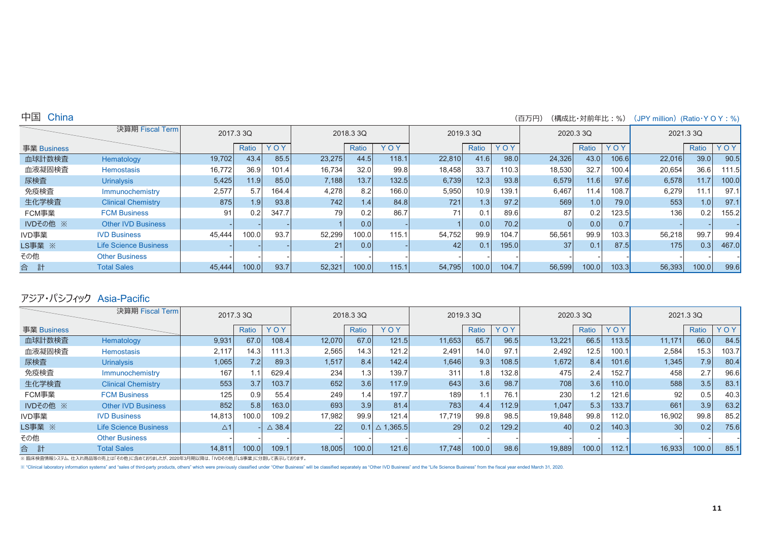## 中国 China

（百万円）（構成比･対前年比：%）（JPY million）(Ratio･Y O Y : %)

| 決算期 Fiscal Term | | 2017.3 3Q | | | 2018.3 3Q | | | 2019.3 3Q | | | 2020.3 3Q | | | 2021.3 3Q | | |
|---|---|---|---|---|---|---|---|---|---|---|---|---|---|---|---|---|
| 事業 Business | | | Ratio | Y O Y | | Ratio | Y O Y | | Ratio | Y O Y | | Ratio | Y O Y | | Ratio | Y O Y |
| 血球計数検査 | Hematology | 19,702 | 43.4 | 85.5 | 23,275 | 44.5 | 118.1 | 22,810 | 41.6 | 98.0 | 24,326 | 43.0 | 106.6 | 22,016 | 39.0 | 90.5 |
| 血液凝固検査 | Hemostasis | 16,772 | 36.9 | 101.4 | 16,734 | 32.0 | 99.8 | 18,458 | 33.7 | 110.3 | 18,530 | 32.7 | 100.4 | 20,654 | 36.6 | 111.5 |
| 尿検査 | Urinalysis | 5,425 | 11.9 | 85.0 | 7,188 | 13.7 | 132.5 | 6,739 | 12.3 | 93.8 | 6,579 | 11.6 | 97.6 | 6,578 | 11.7 | 100.0 |
| 免疫検査 | Immunochemistry | 2,577 | 5.7 | 164.4 | 4,278 | 8.2 | 166.0 | 5,950 | 10.9 | 139.1 | 6,467 | 11.4 | 108.7 | 6,279 | 11.1 | 97.1 |
| 生化学検査 | Clinical Chemistry | 875 | 1.9 | 93.8 | 742 | 1.4 | 84.8 | 721 | 1.3 | 97.2 | 569 | 1.0 | 79.0 | 553 | 1.0 | 97.1 |
| FCM事業 | FCM Business | 91 | 0.2 | 347.7 | 79 | 0.2 | 86.7 | 71 | 0.1 | 89.6 | 87 | 0.2 | 123.5 | 136 | 0.2 | 155.2 |
| IVDその他 ※ | Other IVD Business | - | - | - | 1 | 0.0 | - | 1 | 0.0 | 70.2 | 0 | 0.0 | 0.7 | - | - | - |
| IVD事業 | IVD Business | 45,444 | 100.0 | 93.7 | 52,299 | 100.0 | 115.1 | 54,752 | 99.9 | 104.7 | 56,561 | 99.9 | 103.3 | 56,218 | 99.7 | 99.4 |
| LS事業 ※ | Life Science Business | - | - | - | 21 | 0.0 | - | 42 | 0.1 | 195.0 | 37 | 0.1 | 87.5 | 175 | 0.3 | 467.0 |
| その他 | Other Business | - | - | - | - | - | - | - | - | - | - | - | - | - | - | - |
| 合　計 | Total Sales | 45,444 | 100.0 | 93.7 | 52,321 | 100.0 | 115.1 | 54,795 | 100.0 | 104.7 | 56,599 | 100.0 | 103.3 | 56,393 | 100.0 | 99.6 |

## アジア・パシフィック Asia-Pacific

| 決算期 Fiscal Term | | 2017.3 3Q | | | 2018.3 3Q | | | 2019.3 3Q | | | 2020.3 3Q | | | 2021.3 3Q | | |
|---|---|---|---|---|---|---|---|---|---|---|---|---|---|---|---|---|
| 事業 Business | | | Ratio | Y O Y | | Ratio | Y O Y | | Ratio | Y O Y | | Ratio | Y O Y | | Ratio | Y O Y |
| 血球計数検査 | Hematology | 9,931 | 67.0 | 108.4 | 12,070 | 67.0 | 121.5 | 11,653 | 65.7 | 96.5 | 13,221 | 66.5 | 113.5 | 11,171 | 66.0 | 84.5 |
| 血液凝固検査 | Hemostasis | 2,117 | 14.3 | 111.3 | 2,565 | 14.3 | 121.2 | 2,491 | 14.0 | 97.1 | 2,492 | 12.5 | 100.1 | 2,584 | 15.3 | 103.7 |
| 尿検査 | Urinalysis | 1,065 | 7.2 | 89.3 | 1,517 | 8.4 | 142.4 | 1,646 | 9.3 | 108.5 | 1,672 | 8.4 | 101.6 | 1,345 | 7.9 | 80.4 |
| 免疫検査 | Immunochemistry | 167 | 1.1 | 629.4 | 234 | 1.3 | 139.7 | 311 | 1.8 | 132.8 | 475 | 2.4 | 152.7 | 458 | 2.7 | 96.6 |
| 生化学検査 | Clinical Chemistry | 553 | 3.7 | 103.7 | 652 | 3.6 | 117.9 | 643 | 3.6 | 98.7 | 708 | 3.6 | 110.0 | 588 | 3.5 | 83.1 |
| FCM事業 | FCM Business | 125 | 0.9 | 55.4 | 249 | 1.4 | 197.7 | 189 | 1.1 | 76.1 | 230 | 1.2 | 121.6 | 92 | 0.5 | 40.3 |
| IVDその他 ※ | Other IVD Business | 852 | 5.8 | 163.0 | 693 | 3.9 | 81.4 | 783 | 4.4 | 112.9 | 1,047 | 5.3 | 133.7 | 661 | 3.9 | 63.2 |
| IVD事業 | IVD Business | 14,813 | 100.0 | 109.2 | 17,982 | 99.9 | 121.4 | 17,719 | 99.8 | 98.5 | 19,848 | 99.8 | 112.0 | 16,902 | 99.8 | 85.2 |
| LS事業 ※ | Life Science Business | △1 | - | △ 38.4 | 22 | 0.1 | △ 1,365.5 | 29 | 0.2 | 129.2 | 40 | 0.2 | 140.3 | 30 | 0.2 | 75.6 |
| その他 | Other Business | - | - | - | - | - | - | - | - | - | - | - | - | - | - | - |
| 合　計 | Total Sales | 14,811 | 100.0 | 109.1 | 18,005 | 100.0 | 121.6 | 17,748 | 100.0 | 98.6 | 19,889 | 100.0 | 112.1 | 16,933 | 100.0 | 85.1 |

※ 臨床検査情報システム、仕入れ商品等の売上は「その他」に含めておりましたが、2020年3月期以降は、「IVDその他」「LS事業」に分割して表示しております。

※ "Clinical laboratory information systems" and "sales of third-party products, others" which were previously classified under "Other Business" will be classified separately as "Other IVD Business" and the "Life Science Business" from the fiscal year ended March 31, 2020.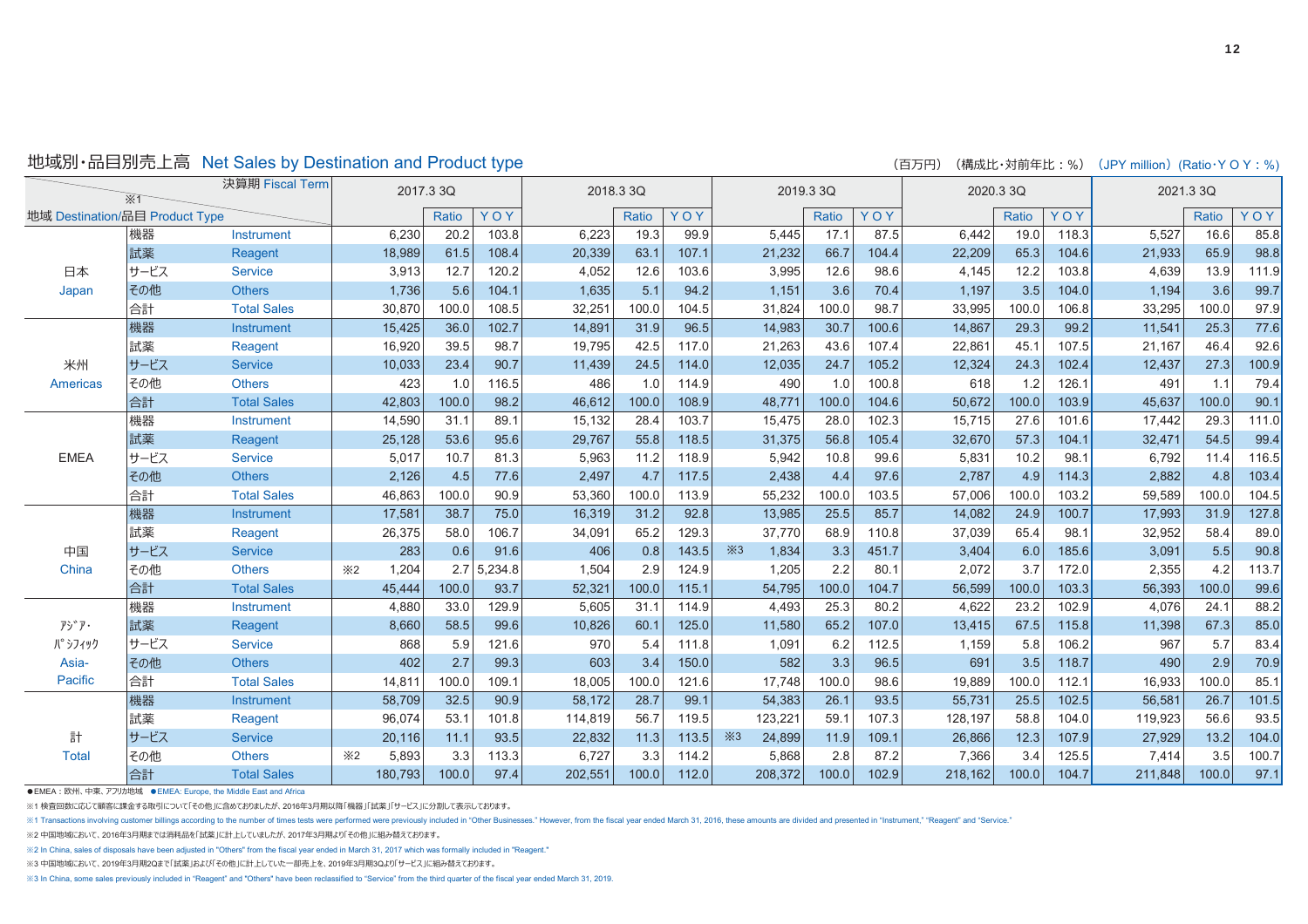## 地域別・品目別売上高 Net Sales by Destination and Product type

（百万円）（構成比・対前年比：%）（JPY million）（Ratio・YOY：%）

| 地域 Destination/品目 Product Type ※1 | | 決算期 Fiscal Term | | 2017.3 3Q | | | | 2018.3 3Q | | | | 2019.3 3Q | | | | 2020.3 3Q | | | 2021.3 3Q | | |
|---|---|---|---|---|---|---|---|---|---|---|---|---|---|---|---|---|---|---|---|---|---|
| | | | | | Ratio | YOY | | | Ratio | YOY | | | Ratio | YOY | | | Ratio | YOY | | Ratio | YOY |
| 日本 Japan | 機器 | Instrument | | 6,230 | 20.2 | 103.8 | | 6,223 | 19.3 | 99.9 | | 5,445 | 17.1 | 87.5 | | 6,442 | 19.0 | 118.3 | 5,527 | 16.6 | 85.8 |
| | 試薬 | Reagent | | 18,989 | 61.5 | 108.4 | | 20,339 | 63.1 | 107.1 | | 21,232 | 66.7 | 104.4 | | 22,209 | 65.3 | 104.6 | 21,933 | 65.9 | 98.8 |
| | サービス | Service | | 3,913 | 12.7 | 120.2 | | 4,052 | 12.6 | 103.6 | | 3,995 | 12.6 | 98.6 | | 4,145 | 12.2 | 103.8 | 4,639 | 13.9 | 111.9 |
| | その他 | Others | | 1,736 | 5.6 | 104.1 | | 1,635 | 5.1 | 94.2 | | 1,151 | 3.6 | 70.4 | | 1,197 | 3.5 | 104.0 | 1,194 | 3.6 | 99.7 |
| | 合計 | Total Sales | | 30,870 | 100.0 | 108.5 | | 32,251 | 100.0 | 104.5 | | 31,824 | 100.0 | 98.7 | | 33,995 | 100.0 | 106.8 | 33,295 | 100.0 | 97.9 |
| 米州 Americas | 機器 | Instrument | | 15,425 | 36.0 | 102.7 | | 14,891 | 31.9 | 96.5 | | 14,983 | 30.7 | 100.6 | | 14,867 | 29.3 | 99.2 | 11,541 | 25.3 | 77.6 |
| | 試薬 | Reagent | | 16,920 | 39.5 | 98.7 | | 19,795 | 42.5 | 117.0 | | 21,263 | 43.6 | 107.4 | | 22,861 | 45.1 | 107.5 | 21,167 | 46.4 | 92.6 |
| | サービス | Service | | 10,033 | 23.4 | 90.7 | | 11,439 | 24.5 | 114.0 | | 12,035 | 24.7 | 105.2 | | 12,324 | 24.3 | 102.4 | 12,437 | 27.3 | 100.9 |
| | その他 | Others | | 423 | 1.0 | 116.5 | | 486 | 1.0 | 114.9 | | 490 | 1.0 | 100.8 | | 618 | 1.2 | 126.1 | 491 | 1.1 | 79.4 |
| | 合計 | Total Sales | | 42,803 | 100.0 | 98.2 | | 46,612 | 100.0 | 108.9 | | 48,771 | 100.0 | 104.6 | | 50,672 | 100.0 | 103.9 | 45,637 | 100.0 | 90.1 |
| EMEA | 機器 | Instrument | | 14,590 | 31.1 | 89.1 | | 15,132 | 28.4 | 103.7 | | 15,475 | 28.0 | 102.3 | | 15,715 | 27.6 | 101.6 | 17,442 | 29.3 | 111.0 |
| | 試薬 | Reagent | | 25,128 | 53.6 | 95.6 | | 29,767 | 55.8 | 118.5 | | 31,375 | 56.8 | 105.4 | | 32,670 | 57.3 | 104.1 | 32,471 | 54.5 | 99.4 |
| | サービス | Service | | 5,017 | 10.7 | 81.3 | | 5,963 | 11.2 | 118.9 | | 5,942 | 10.8 | 99.6 | | 5,831 | 10.2 | 98.1 | 6,792 | 11.4 | 116.5 |
| | その他 | Others | | 2,126 | 4.5 | 77.6 | | 2,497 | 4.7 | 117.5 | | 2,438 | 4.4 | 97.6 | | 2,787 | 4.9 | 114.3 | 2,882 | 4.8 | 103.4 |
| | 合計 | Total Sales | | 46,863 | 100.0 | 90.9 | | 53,360 | 100.0 | 113.9 | | 55,232 | 100.0 | 103.5 | | 57,006 | 100.0 | 103.2 | 59,589 | 100.0 | 104.5 |
| 中国 China | 機器 | Instrument | | 17,581 | 38.7 | 75.0 | | 16,319 | 31.2 | 92.8 | | 13,985 | 25.5 | 85.7 | | 14,082 | 24.9 | 100.7 | 17,993 | 31.9 | 127.8 |
| | 試薬 | Reagent | | 26,375 | 58.0 | 106.7 | | 34,091 | 65.2 | 129.3 | | 37,770 | 68.9 | 110.8 | | 37,039 | 65.4 | 98.1 | 32,952 | 58.4 | 89.0 |
| | サービス | Service | | 283 | 0.6 | 91.6 | | 406 | 0.8 | 143.5 | ※3 | 1,834 | 3.3 | 451.7 | | 3,404 | 6.0 | 185.6 | 3,091 | 5.5 | 90.8 |
| | その他 | Others | ※2 | 1,204 | 2.7 | 5,234.8 | | 1,504 | 2.9 | 124.9 | | 1,205 | 2.2 | 80.1 | | 2,072 | 3.7 | 172.0 | 2,355 | 4.2 | 113.7 |
| | 合計 | Total Sales | | 45,444 | 100.0 | 93.7 | | 52,321 | 100.0 | 115.1 | | 54,795 | 100.0 | 104.7 | | 56,599 | 100.0 | 103.3 | 56,393 | 100.0 | 99.6 |
| ｱｼﾞｱ・ﾊﾟｼﾌｨｯｸ Asia-Pacific | 機器 | Instrument | | 4,880 | 33.0 | 129.9 | | 5,605 | 31.1 | 114.9 | | 4,493 | 25.3 | 80.2 | | 4,622 | 23.2 | 102.9 | 4,076 | 24.1 | 88.2 |
| | 試薬 | Reagent | | 8,660 | 58.5 | 99.6 | | 10,826 | 60.1 | 125.0 | | 11,580 | 65.2 | 107.0 | | 13,415 | 67.5 | 115.8 | 11,398 | 67.3 | 85.0 |
| | サービス | Service | | 868 | 5.9 | 121.6 | | 970 | 5.4 | 111.8 | | 1,091 | 6.2 | 112.5 | | 1,159 | 5.8 | 106.2 | 967 | 5.7 | 83.4 |
| | その他 | Others | | 402 | 2.7 | 99.3 | | 603 | 3.4 | 150.0 | | 582 | 3.3 | 96.5 | | 691 | 3.5 | 118.7 | 490 | 2.9 | 70.9 |
| | 合計 | Total Sales | | 14,811 | 100.0 | 109.1 | | 18,005 | 100.0 | 121.6 | | 17,748 | 100.0 | 98.6 | | 19,889 | 100.0 | 112.1 | 16,933 | 100.0 | 85.1 |
| 計 Total | 機器 | Instrument | | 58,709 | 32.5 | 90.9 | | 58,172 | 28.7 | 99.1 | | 54,383 | 26.1 | 93.5 | | 55,731 | 25.5 | 102.5 | 56,581 | 26.7 | 101.5 |
| | 試薬 | Reagent | | 96,074 | 53.1 | 101.8 | | 114,819 | 56.7 | 119.5 | | 123,221 | 59.1 | 107.3 | | 128,197 | 58.8 | 104.0 | 119,923 | 56.6 | 93.5 |
| | サービス | Service | | 20,116 | 11.1 | 93.5 | | 22,832 | 11.3 | 113.5 | ※3 | 24,899 | 11.9 | 109.1 | | 26,866 | 12.3 | 107.9 | 27,929 | 13.2 | 104.0 |
| | その他 | Others | ※2 | 5,893 | 3.3 | 113.3 | | 6,727 | 3.3 | 114.2 | | 5,868 | 2.8 | 87.2 | | 7,366 | 3.4 | 125.5 | 7,414 | 3.5 | 100.7 |
| | 合計 | Total Sales | | 180,793 | 100.0 | 97.4 | | 202,551 | 100.0 | 112.0 | | 208,372 | 100.0 | 102.9 | | 218,162 | 100.0 | 104.7 | 211,848 | 100.0 | 97.1 |

●EMEA：欧州、中東、アフリカ地域 ●EMEA: Europe, the Middle East and Africa

※1 検査回数に応じて顧客に課金する取引について「その他」に含めておりましたが、2016年3月期以降「機器」「試薬」「サービス」に分割して表示しております。

※1 Transactions involving customer billings according to the number of times tests were performed were previously included in "Other Businesses." However, from the fiscal year ended March 31, 2016, these amounts are divided and presented in "Instrument," "Reagent" and "Service."

※2 中国地域において、2016年3月期までは消耗品を「試薬」に計上していましたが、2017年3月期より「その他」に組み替えております。

※2 In China, sales of disposals have been adjusted in "Others" from the fiscal year ended in March 31, 2017 which was formally included in "Reagent."

※3 中国地域において、2019年3月期2Qまで「試薬」および「その他」に計上していた一部売上を、2019年3月期3Qより「サービス」に組み替えております。

※3 In China, some sales previously included in "Reagent" and "Others" have been reclassified to "Service" from the third quarter of the fiscal year ended March 31, 2019.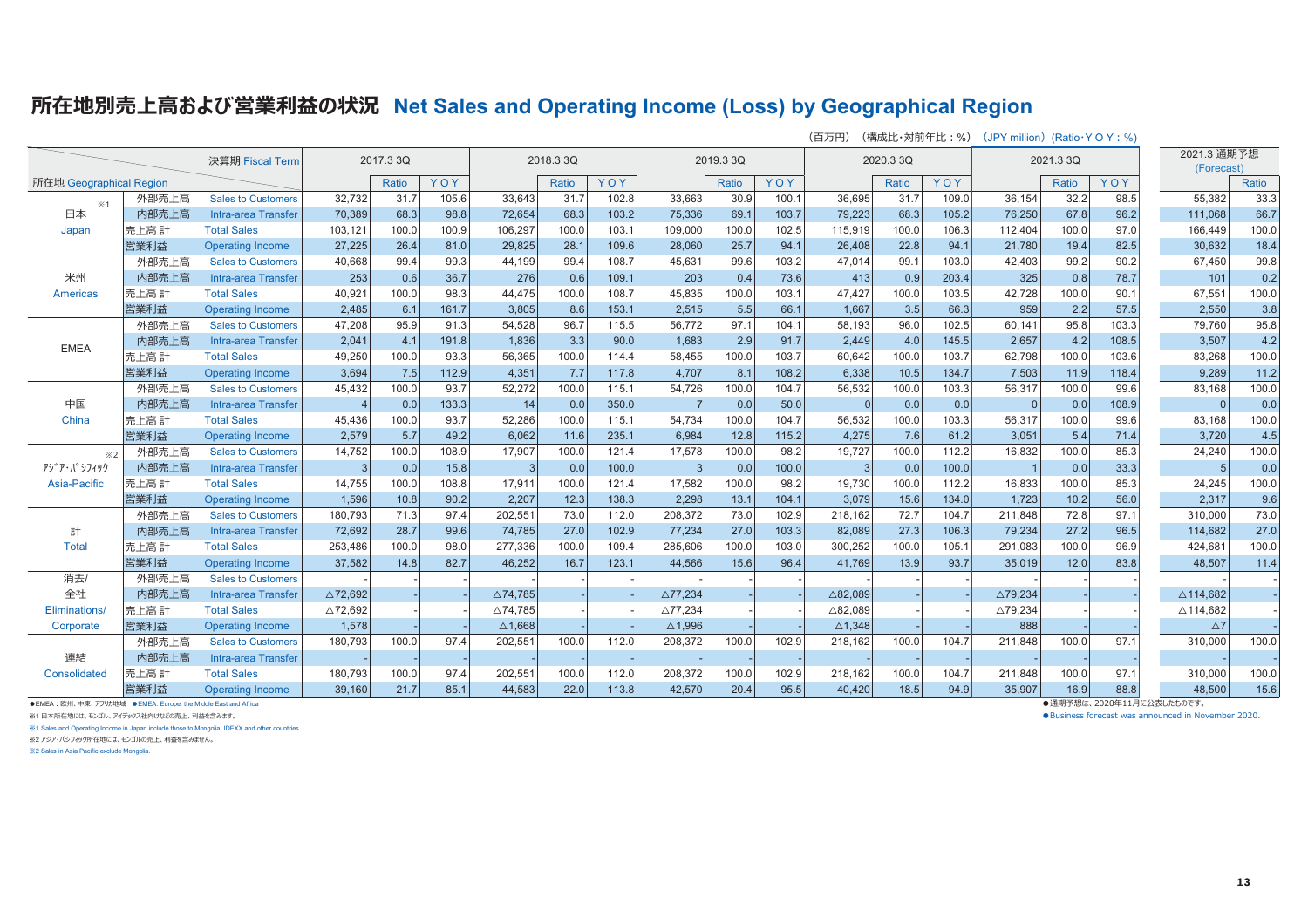# 所在地別売上高および営業利益の状況 Net Sales and Operating Income (Loss) by Geographical Region

（百万円）（構成比･対前年比：%）（JPY million）(Ratio･YOY：%)

| 所在地 Geographical Region | | 決算期 Fiscal Term | 2017.3 3Q | Ratio | YOY | 2018.3 3Q | Ratio | YOY | 2019.3 3Q | Ratio | YOY | 2020.3 3Q | Ratio | YOY | 2021.3 3Q | Ratio | YOY | 2021.3 通期予想 (Forecast) | Ratio |
|---|---|---|---|---|---|---|---|---|---|---|---|---|---|---|---|---|---|---|---|
| ※1 日本 Japan | 外部売上高 | Sales to Customers | 32,732 | 31.7 | 105.6 | 33,643 | 31.7 | 102.8 | 33,663 | 30.9 | 100.1 | 36,695 | 31.7 | 109.0 | 36,154 | 32.2 | 98.5 | 55,382 | 33.3 |
| | 内部売上高 | Intra-area Transfer | 70,389 | 68.3 | 98.8 | 72,654 | 68.3 | 103.2 | 75,336 | 69.1 | 103.7 | 79,223 | 68.3 | 105.2 | 76,250 | 67.8 | 96.2 | 111,068 | 66.7 |
| | 売上高計 | Total Sales | 103,121 | 100.0 | 100.9 | 106,297 | 100.0 | 103.1 | 109,000 | 100.0 | 102.5 | 115,919 | 100.0 | 106.3 | 112,404 | 100.0 | 97.0 | 166,449 | 100.0 |
| | 営業利益 | Operating Income | 27,225 | 26.4 | 81.0 | 29,825 | 28.1 | 109.6 | 28,060 | 25.7 | 94.1 | 26,408 | 22.8 | 94.1 | 21,780 | 19.4 | 82.5 | 30,632 | 18.4 |
| 米州 Americas | 外部売上高 | Sales to Customers | 40,668 | 99.4 | 99.3 | 44,199 | 99.4 | 108.7 | 45,631 | 99.6 | 103.2 | 47,014 | 99.1 | 103.0 | 42,403 | 99.2 | 90.2 | 67,450 | 99.8 |
| | 内部売上高 | Intra-area Transfer | 253 | 0.6 | 36.7 | 276 | 0.6 | 109.1 | 203 | 0.4 | 73.6 | 413 | 0.9 | 203.4 | 325 | 0.8 | 78.7 | 101 | 0.2 |
| | 売上高計 | Total Sales | 40,921 | 100.0 | 98.3 | 44,475 | 100.0 | 108.7 | 45,835 | 100.0 | 103.1 | 47,427 | 100.0 | 103.5 | 42,728 | 100.0 | 90.1 | 67,551 | 100.0 |
| | 営業利益 | Operating Income | 2,485 | 6.1 | 161.7 | 3,805 | 8.6 | 153.1 | 2,515 | 5.5 | 66.1 | 1,667 | 3.5 | 66.3 | 959 | 2.2 | 57.5 | 2,550 | 3.8 |
| EMEA | 外部売上高 | Sales to Customers | 47,208 | 95.9 | 91.3 | 54,528 | 96.7 | 115.5 | 56,772 | 97.1 | 104.1 | 58,193 | 96.0 | 102.5 | 60,141 | 95.8 | 103.3 | 79,760 | 95.8 |
| | 内部売上高 | Intra-area Transfer | 2,041 | 4.1 | 191.8 | 1,836 | 3.3 | 90.0 | 1,683 | 2.9 | 91.7 | 2,449 | 4.0 | 145.5 | 2,657 | 4.2 | 108.5 | 3,507 | 4.2 |
| | 売上高計 | Total Sales | 49,250 | 100.0 | 93.3 | 56,365 | 100.0 | 114.4 | 58,455 | 100.0 | 103.7 | 60,642 | 100.0 | 103.7 | 62,798 | 100.0 | 103.6 | 83,268 | 100.0 |
| | 営業利益 | Operating Income | 3,694 | 7.5 | 112.9 | 4,351 | 7.7 | 117.8 | 4,707 | 8.1 | 108.2 | 6,338 | 10.5 | 134.7 | 7,503 | 11.9 | 118.4 | 9,289 | 11.2 |
| 中国 China | 外部売上高 | Sales to Customers | 45,432 | 100.0 | 93.7 | 52,272 | 100.0 | 115.1 | 54,726 | 100.0 | 104.7 | 56,532 | 100.0 | 103.3 | 56,317 | 100.0 | 99.6 | 83,168 | 100.0 |
| | 内部売上高 | Intra-area Transfer | 4 | 0.0 | 133.3 | 14 | 0.0 | 350.0 | 7 | 0.0 | 50.0 | 0 | 0.0 | 0.0 | 0 | 0.0 | 108.9 | 0 | 0.0 |
| | 売上高計 | Total Sales | 45,436 | 100.0 | 93.7 | 52,286 | 100.0 | 115.1 | 54,734 | 100.0 | 104.7 | 56,532 | 100.0 | 103.3 | 56,317 | 100.0 | 99.6 | 83,168 | 100.0 |
| | 営業利益 | Operating Income | 2,579 | 5.7 | 49.2 | 6,062 | 11.6 | 235.1 | 6,984 | 12.8 | 115.2 | 4,275 | 7.6 | 61.2 | 3,051 | 5.4 | 71.4 | 3,720 | 4.5 |
| ※2 ｱｼﾞｱ･ﾊﾟｼﾌｨｯｸ Asia-Pacific | 外部売上高 | Sales to Customers | 14,752 | 100.0 | 108.9 | 17,907 | 100.0 | 121.4 | 17,578 | 100.0 | 98.2 | 19,727 | 100.0 | 112.2 | 16,832 | 100.0 | 85.3 | 24,240 | 100.0 |
| | 内部売上高 | Intra-area Transfer | 3 | 0.0 | 15.8 | 3 | 0.0 | 100.0 | 3 | 0.0 | 100.0 | 3 | 0.0 | 100.0 | 1 | 0.0 | 33.3 | 5 | 0.0 |
| | 売上高計 | Total Sales | 14,755 | 100.0 | 108.8 | 17,911 | 100.0 | 121.4 | 17,582 | 100.0 | 98.2 | 19,730 | 100.0 | 112.2 | 16,833 | 100.0 | 85.3 | 24,245 | 100.0 |
| | 営業利益 | Operating Income | 1,596 | 10.8 | 90.2 | 2,207 | 12.3 | 138.3 | 2,298 | 13.1 | 104.1 | 3,079 | 15.6 | 134.0 | 1,723 | 10.2 | 56.0 | 2,317 | 9.6 |
| 計 Total | 外部売上高 | Sales to Customers | 180,793 | 71.3 | 97.4 | 202,551 | 73.0 | 112.0 | 208,372 | 73.0 | 102.9 | 218,162 | 72.7 | 104.7 | 211,848 | 72.8 | 97.1 | 310,000 | 73.0 |
| | 内部売上高 | Intra-area Transfer | 72,692 | 28.7 | 99.6 | 74,785 | 27.0 | 102.9 | 77,234 | 27.0 | 103.3 | 82,089 | 27.3 | 106.3 | 79,234 | 27.2 | 96.5 | 114,682 | 27.0 |
| | 売上高計 | Total Sales | 253,486 | 100.0 | 98.0 | 277,336 | 100.0 | 109.4 | 285,606 | 100.0 | 103.0 | 300,252 | 100.0 | 105.1 | 291,083 | 100.0 | 96.9 | 424,681 | 100.0 |
| | 営業利益 | Operating Income | 37,582 | 14.8 | 82.7 | 46,252 | 16.7 | 123.1 | 44,566 | 15.6 | 96.4 | 41,769 | 13.9 | 93.7 | 35,019 | 12.0 | 83.8 | 48,507 | 11.4 |
| 消去/全社 Eliminations/ Corporate | 外部売上高 | Sales to Customers | - | - | - | - | - | - | - | - | - | - | - | - | - | - | - | - | - |
| | 内部売上高 | Intra-area Transfer | △72,692 | - | - | △74,785 | - | - | △77,234 | - | - | △82,089 | - | - | △79,234 | - | - | △114,682 | - |
| | 売上高計 | Total Sales | △72,692 | - | - | △74,785 | - | - | △77,234 | - | - | △82,089 | - | - | △79,234 | - | - | △114,682 | - |
| | 営業利益 | Operating Income | 1,578 | - | - | △1,668 | - | - | △1,996 | - | - | △1,348 | - | - | 888 | - | - | △7 | - |
| 連結 Consolidated | 外部売上高 | Sales to Customers | 180,793 | 100.0 | 97.4 | 202,551 | 100.0 | 112.0 | 208,372 | 100.0 | 102.9 | 218,162 | 100.0 | 104.7 | 211,848 | 100.0 | 97.1 | 310,000 | 100.0 |
| | 内部売上高 | Intra-area Transfer | - | - | - | - | - | - | - | - | - | - | - | - | - | - | - | - | - |
| | 売上高計 | Total Sales | 180,793 | 100.0 | 97.4 | 202,551 | 100.0 | 112.0 | 208,372 | 100.0 | 102.9 | 218,162 | 100.0 | 104.7 | 211,848 | 100.0 | 97.1 | 310,000 | 100.0 |
| | 営業利益 | Operating Income | 39,160 | 21.7 | 85.1 | 44,583 | 22.0 | 113.8 | 42,570 | 20.4 | 95.5 | 40,420 | 18.5 | 94.9 | 35,907 | 16.9 | 88.8 | 48,500 | 15.6 |

●EMEA：欧州、中東、アフリカ地域 ●EMEA: Europe, the Middle East and Africa

※1 日本所在地には、モンゴル、アイデックス社向けなどの売上、利益を含みます。

※1 Sales and Operating Income in Japan include those to Mongolia, IDEXX and other countries.

※2 アジア・パシフィック所在地には、モンゴルの売上、利益を含みません。

※2 Sales in Asia Pacific exclude Mongolia.

●通期予想は、2020年11月に公表したものです。

●Business forecast was announced in November 2020.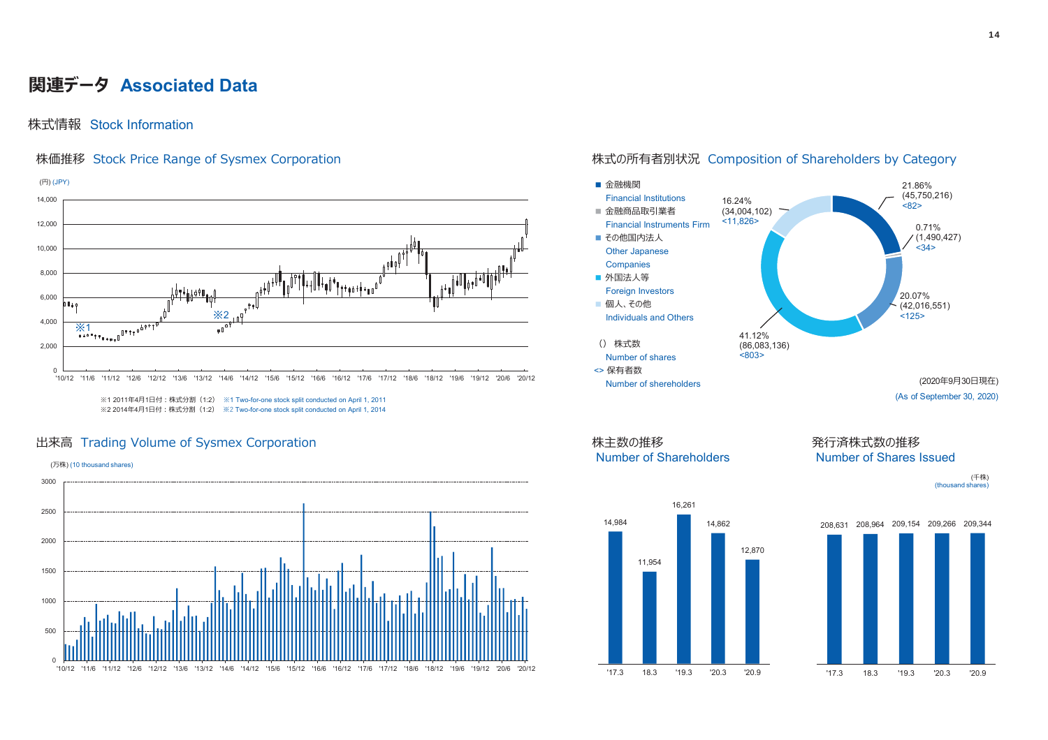# 関連データ Associated Data

## 株式情報 Stock Information

### 株価推移 Stock Price Range of Sysmex Corporation

(円) (JPY)

※1 2011年4月1日付：株式分割（1:2） ※1 Two-for-one stock split conducted on April 1, 2011
※2 2014年4月1日付：株式分割（1:2） ※2 Two-for-one stock split conducted on April 1, 2014

### 株式の所有者別状況 Composition of Shareholders by Category

| Category | % | Number of shares | Number of shareholders |
|---|---|---|---|
| 金融機関 Financial Institutions | 21.86% | (45,750,216) | <82> |
| 金融商品取引業者 Financial Instruments Firm | 0.71% | (1,490,427) | <34> |
| その他国内法人 Other Japanese Companies | 20.07% | (42,016,551) | <125> |
| 外国法人等 Foreign Investors | 41.12% | (86,083,136) | <803> |
| 個人、その他 Individuals and Others | 16.24% | (34,004,102) | <11,826> |

（）株式数 Number of shares
<> 保有者数 Number of shereholders

(2020年9月30日現在)
(As of September 30, 2020)

### 出来高 Trading Volume of Sysmex Corporation

(万株) (10 thousand shares)

### 株主数の推移 Number of Shareholders

| '17.3 | 18.3 | '19.3 | '20.3 | '20.9 |
|---|---|---|---|---|
| 14,984 | 11,954 | 16,261 | 14,862 | 12,870 |

### 発行済株式数の推移 Number of Shares Issued

(千株) (thousand shares)

| '17.3 | 18.3 | '19.3 | '20.3 | '20.9 |
|---|---|---|---|---|
| 208,631 | 208,964 | 209,154 | 209,266 | 209,344 |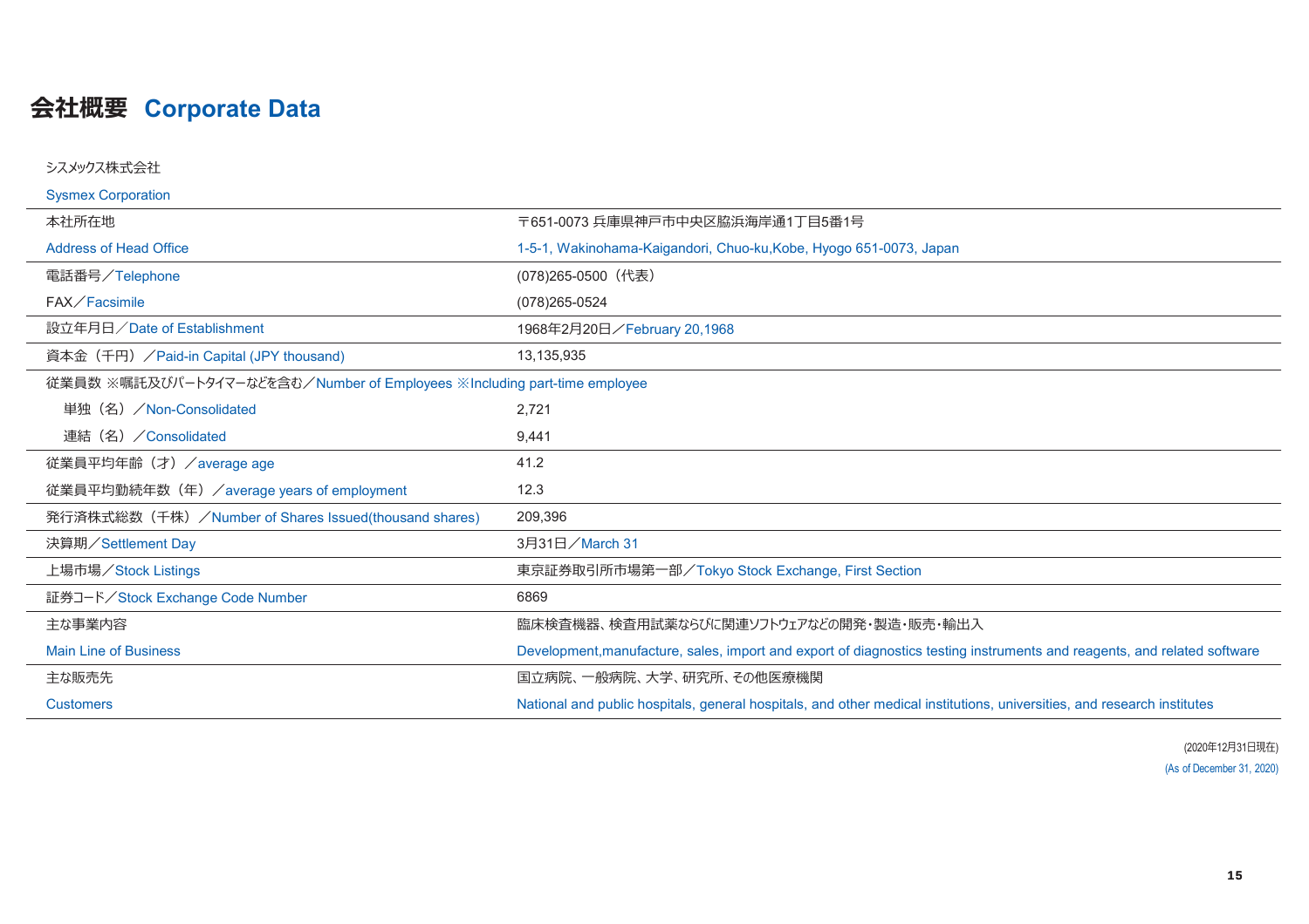# 会社概要 Corporate Data

シスメックス株式会社

Sysmex Corporation

| | |
|---|---|
| 本社所在地<br>Address of Head Office | 〒651-0073 兵庫県神戸市中央区脇浜海岸通1丁目5番1号<br>1-5-1, Wakinohama-Kaigandori, Chuo-ku,Kobe, Hyogo 651-0073, Japan |
| 電話番号／Telephone | (078)265-0500（代表） |
| FAX／Facsimile | (078)265-0524 |
| 設立年月日／Date of Establishment | 1968年2月20日／February 20,1968 |
| 資本金（千円）／Paid-in Capital (JPY thousand) | 13,135,935 |
| 従業員数 ※嘱託及びパートタイマーなどを含む／Number of Employees ※Including part-time employee | |
| 単独（名）／Non-Consolidated | 2,721 |
| 連結（名）／Consolidated | 9,441 |
| 従業員平均年齢（才）／average age | 41.2 |
| 従業員平均勤続年数（年）／average years of employment | 12.3 |
| 発行済株式総数（千株）／Number of Shares Issued(thousand shares) | 209,396 |
| 決算期／Settlement Day | 3月31日／March 31 |
| 上場市場／Stock Listings | 東京証券取引所市場第一部／Tokyo Stock Exchange, First Section |
| 証券コード／Stock Exchange Code Number | 6869 |
| 主な事業内容<br>Main Line of Business | 臨床検査機器、検査用試薬ならびに関連ソフトウェアなどの開発・製造・販売・輸出入<br>Development,manufacture, sales, import and export of diagnostics testing instruments and reagents, and related software |
| 主な販売先<br>Customers | 国立病院、一般病院、大学、研究所、その他医療機関<br>National and public hospitals, general hospitals, and other medical institutions, universities, and research institutes |

(2020年12月31日現在)
(As of December 31, 2020)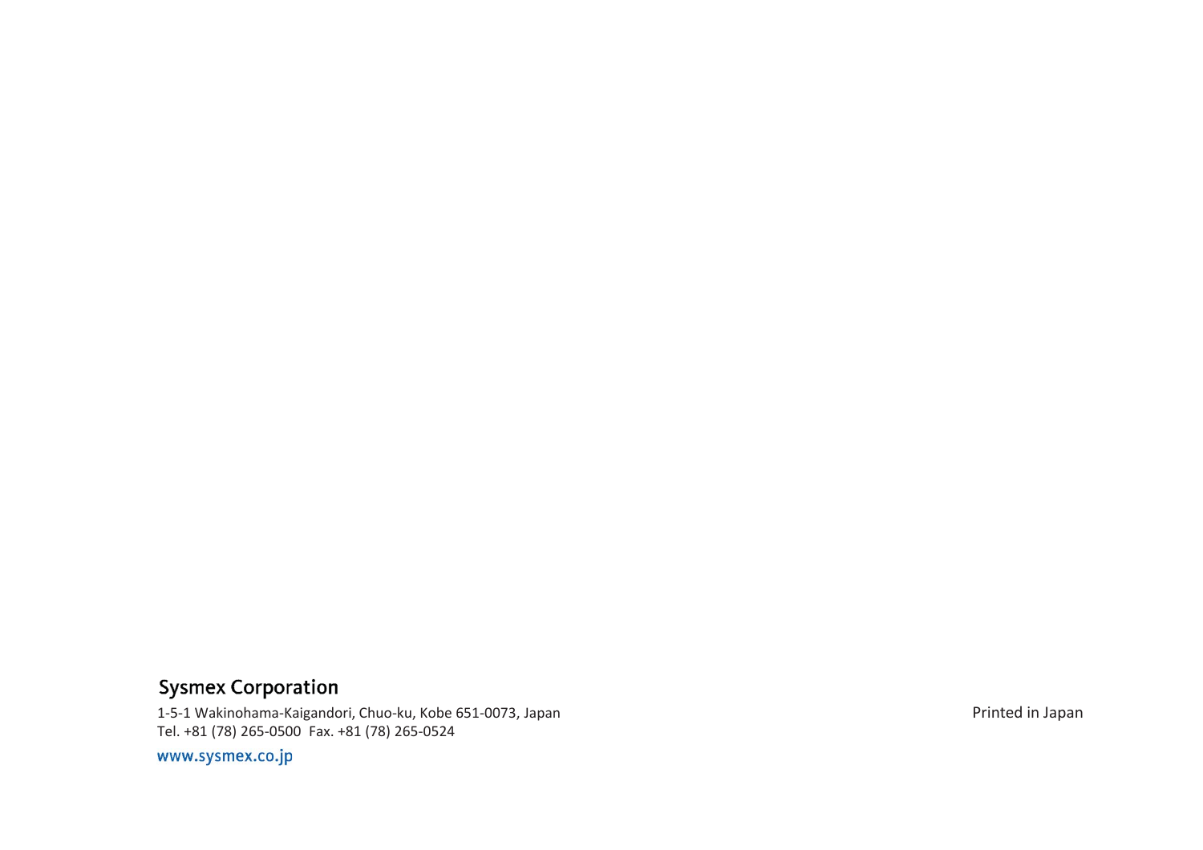**Sysmex Corporation**

1-5-1 Wakinohama-Kaigandori, Chuo-ku, Kobe 651-0073, Japan

Tel. +81 (78) 265-0500 Fax. +81 (78) 265-0524

www.sysmex.co.jp

Printed in Japan